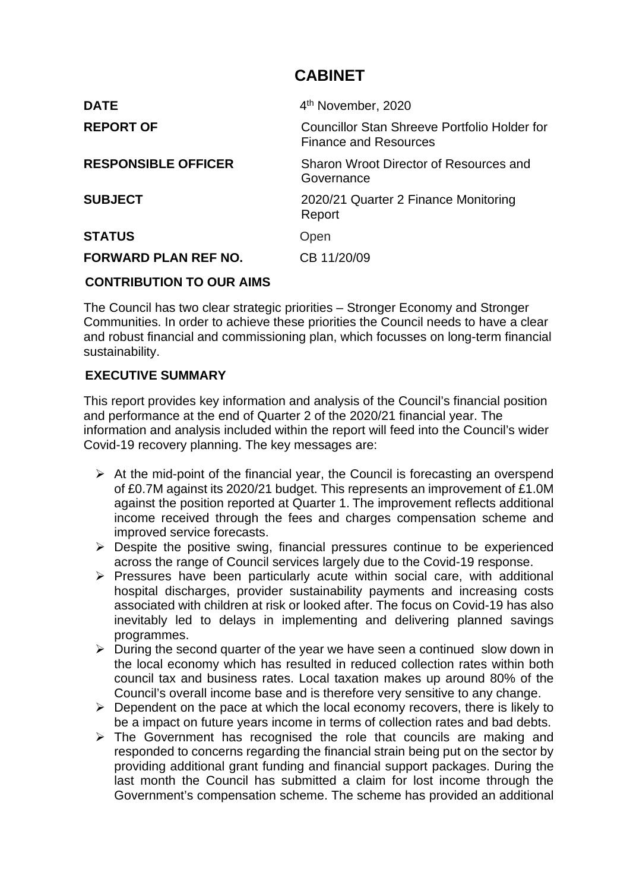# CABINET

| | |
|---|---|
| **DATE** | 4th November, 2020 |
| **REPORT OF** | Councillor Stan Shreeve Portfolio Holder for Finance and Resources |
| **RESPONSIBLE OFFICER** | Sharon Wroot Director of Resources and Governance |
| **SUBJECT** | 2020/21 Quarter 2 Finance Monitoring Report |
| **STATUS** | Open |
| **FORWARD PLAN REF NO.** | CB 11/20/09 |

## CONTRIBUTION TO OUR AIMS

The Council has two clear strategic priorities – Stronger Economy and Stronger Communities. In order to achieve these priorities the Council needs to have a clear and robust financial and commissioning plan, which focusses on long-term financial sustainability.

## EXECUTIVE SUMMARY

This report provides key information and analysis of the Council's financial position and performance at the end of Quarter 2 of the 2020/21 financial year. The information and analysis included within the report will feed into the Council's wider Covid-19 recovery planning. The key messages are:

- At the mid-point of the financial year, the Council is forecasting an overspend of £0.7M against its 2020/21 budget. This represents an improvement of £1.0M against the position reported at Quarter 1. The improvement reflects additional income received through the fees and charges compensation scheme and improved service forecasts.
- Despite the positive swing, financial pressures continue to be experienced across the range of Council services largely due to the Covid-19 response.
- Pressures have been particularly acute within social care, with additional hospital discharges, provider sustainability payments and increasing costs associated with children at risk or looked after. The focus on Covid-19 has also inevitably led to delays in implementing and delivering planned savings programmes.
- During the second quarter of the year we have seen a continued slow down in the local economy which has resulted in reduced collection rates within both council tax and business rates. Local taxation makes up around 80% of the Council's overall income base and is therefore very sensitive to any change.
- Dependent on the pace at which the local economy recovers, there is likely to be a impact on future years income in terms of collection rates and bad debts.
- The Government has recognised the role that councils are making and responded to concerns regarding the financial strain being put on the sector by providing additional grant funding and financial support packages. During the last month the Council has submitted a claim for lost income through the Government's compensation scheme. The scheme has provided an additional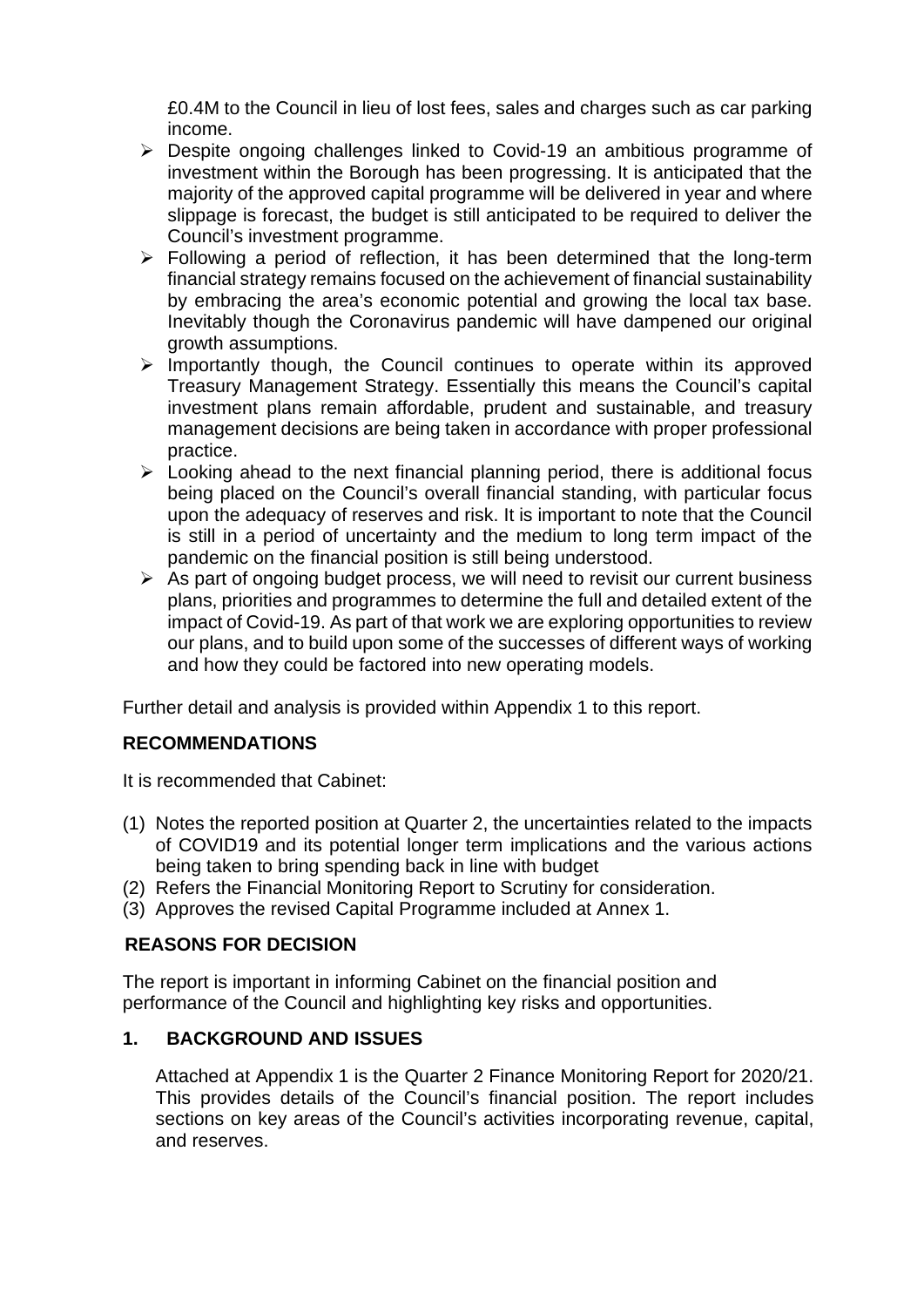£0.4M to the Council in lieu of lost fees, sales and charges such as car parking income.

- Despite ongoing challenges linked to Covid-19 an ambitious programme of investment within the Borough has been progressing. It is anticipated that the majority of the approved capital programme will be delivered in year and where slippage is forecast, the budget is still anticipated to be required to deliver the Council's investment programme.
- Following a period of reflection, it has been determined that the long-term financial strategy remains focused on the achievement of financial sustainability by embracing the area's economic potential and growing the local tax base. Inevitably though the Coronavirus pandemic will have dampened our original growth assumptions.
- Importantly though, the Council continues to operate within its approved Treasury Management Strategy. Essentially this means the Council's capital investment plans remain affordable, prudent and sustainable, and treasury management decisions are being taken in accordance with proper professional practice.
- Looking ahead to the next financial planning period, there is additional focus being placed on the Council's overall financial standing, with particular focus upon the adequacy of reserves and risk. It is important to note that the Council is still in a period of uncertainty and the medium to long term impact of the pandemic on the financial position is still being understood.
- As part of ongoing budget process, we will need to revisit our current business plans, priorities and programmes to determine the full and detailed extent of the impact of Covid-19. As part of that work we are exploring opportunities to review our plans, and to build upon some of the successes of different ways of working and how they could be factored into new operating models.

Further detail and analysis is provided within Appendix 1 to this report.

## RECOMMENDATIONS

It is recommended that Cabinet:

(1) Notes the reported position at Quarter 2, the uncertainties related to the impacts of COVID19 and its potential longer term implications and the various actions being taken to bring spending back in line with budget
(2) Refers the Financial Monitoring Report to Scrutiny for consideration.
(3) Approves the revised Capital Programme included at Annex 1.

## REASONS FOR DECISION

The report is important in informing Cabinet on the financial position and performance of the Council and highlighting key risks and opportunities.

## 1. BACKGROUND AND ISSUES

Attached at Appendix 1 is the Quarter 2 Finance Monitoring Report for 2020/21. This provides details of the Council's financial position. The report includes sections on key areas of the Council's activities incorporating revenue, capital, and reserves.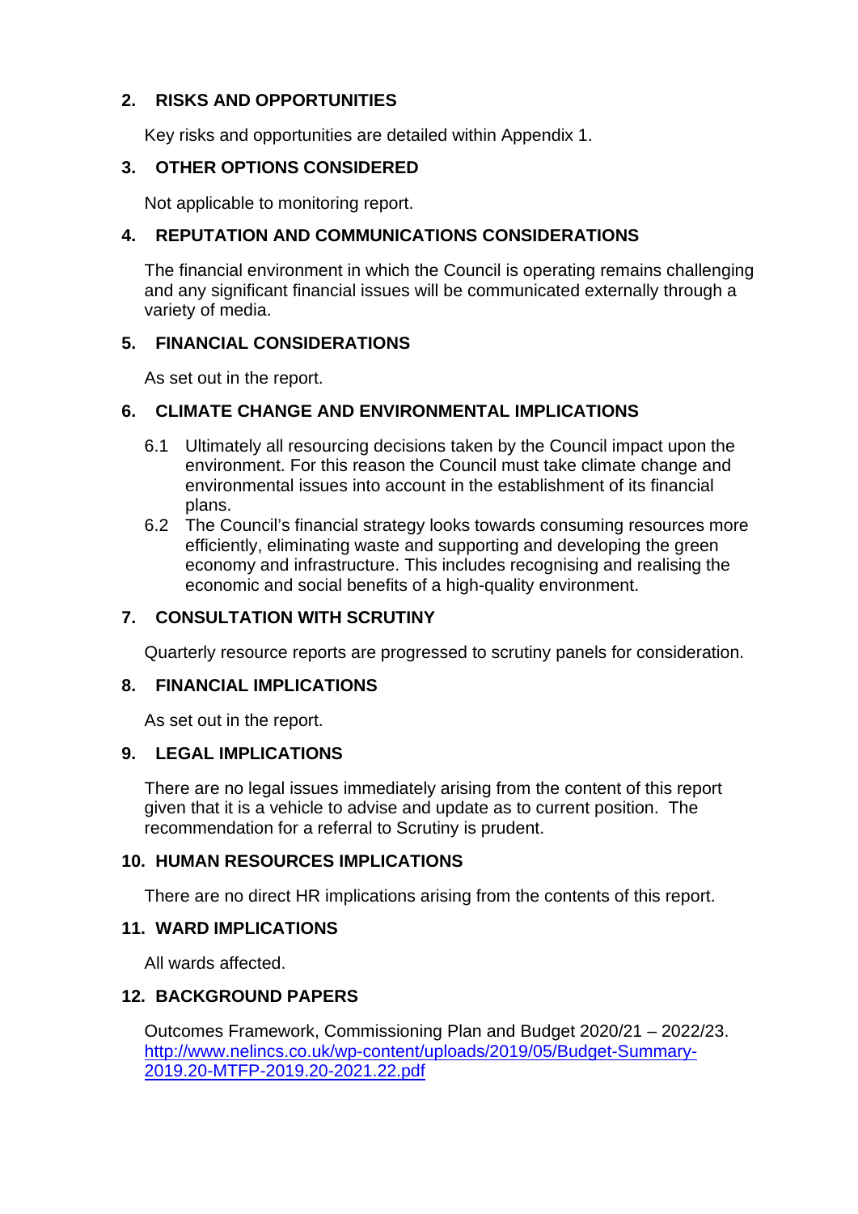## 2. RISKS AND OPPORTUNITIES

Key risks and opportunities are detailed within Appendix 1.

## 3. OTHER OPTIONS CONSIDERED

Not applicable to monitoring report.

## 4. REPUTATION AND COMMUNICATIONS CONSIDERATIONS

The financial environment in which the Council is operating remains challenging and any significant financial issues will be communicated externally through a variety of media.

## 5. FINANCIAL CONSIDERATIONS

As set out in the report.

## 6. CLIMATE CHANGE AND ENVIRONMENTAL IMPLICATIONS

6.1 Ultimately all resourcing decisions taken by the Council impact upon the environment. For this reason the Council must take climate change and environmental issues into account in the establishment of its financial plans.

6.2 The Council's financial strategy looks towards consuming resources more efficiently, eliminating waste and supporting and developing the green economy and infrastructure. This includes recognising and realising the economic and social benefits of a high-quality environment.

## 7. CONSULTATION WITH SCRUTINY

Quarterly resource reports are progressed to scrutiny panels for consideration.

## 8. FINANCIAL IMPLICATIONS

As set out in the report.

## 9. LEGAL IMPLICATIONS

There are no legal issues immediately arising from the content of this report given that it is a vehicle to advise and update as to current position. The recommendation for a referral to Scrutiny is prudent.

## 10. HUMAN RESOURCES IMPLICATIONS

There are no direct HR implications arising from the contents of this report.

## 11. WARD IMPLICATIONS

All wards affected.

## 12. BACKGROUND PAPERS

Outcomes Framework, Commissioning Plan and Budget 2020/21 – 2022/23.
[http://www.nelincs.co.uk/wp-content/uploads/2019/05/Budget-Summary-2019.20-MTFP-2019.20-2021.22.pdf](http://www.nelincs.co.uk/wp-content/uploads/2019/05/Budget-Summary-2019.20-MTFP-2019.20-2021.22.pdf)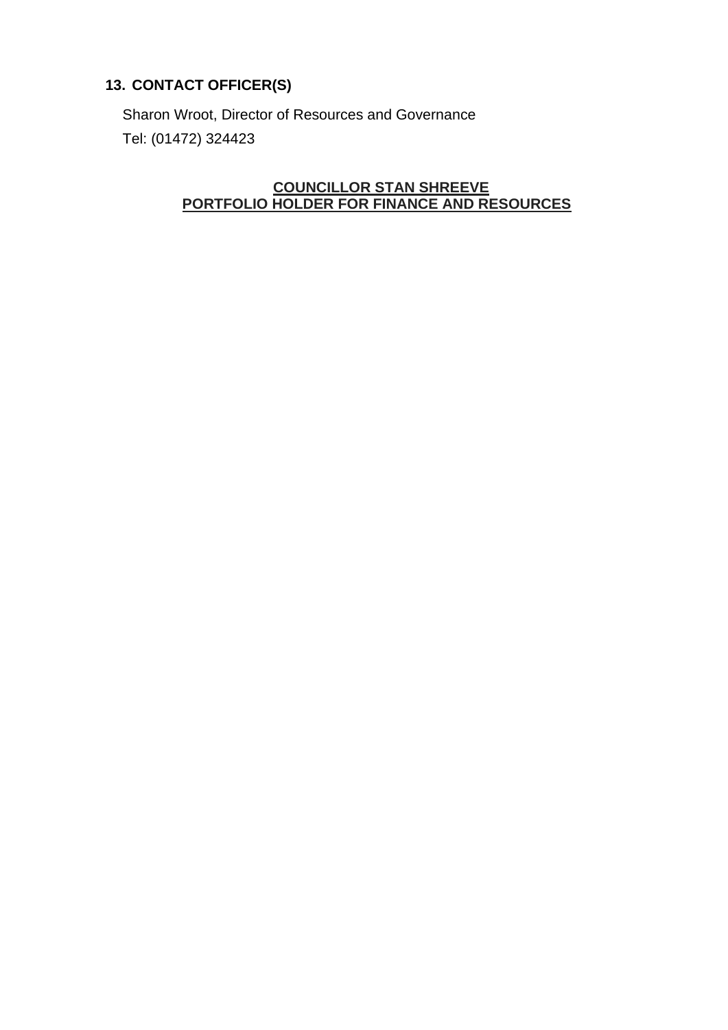## 13. CONTACT OFFICER(S)

Sharon Wroot, Director of Resources and Governance

Tel: (01472) 324423

**COUNCILLOR STAN SHREEVE**
**PORTFOLIO HOLDER FOR FINANCE AND RESOURCES**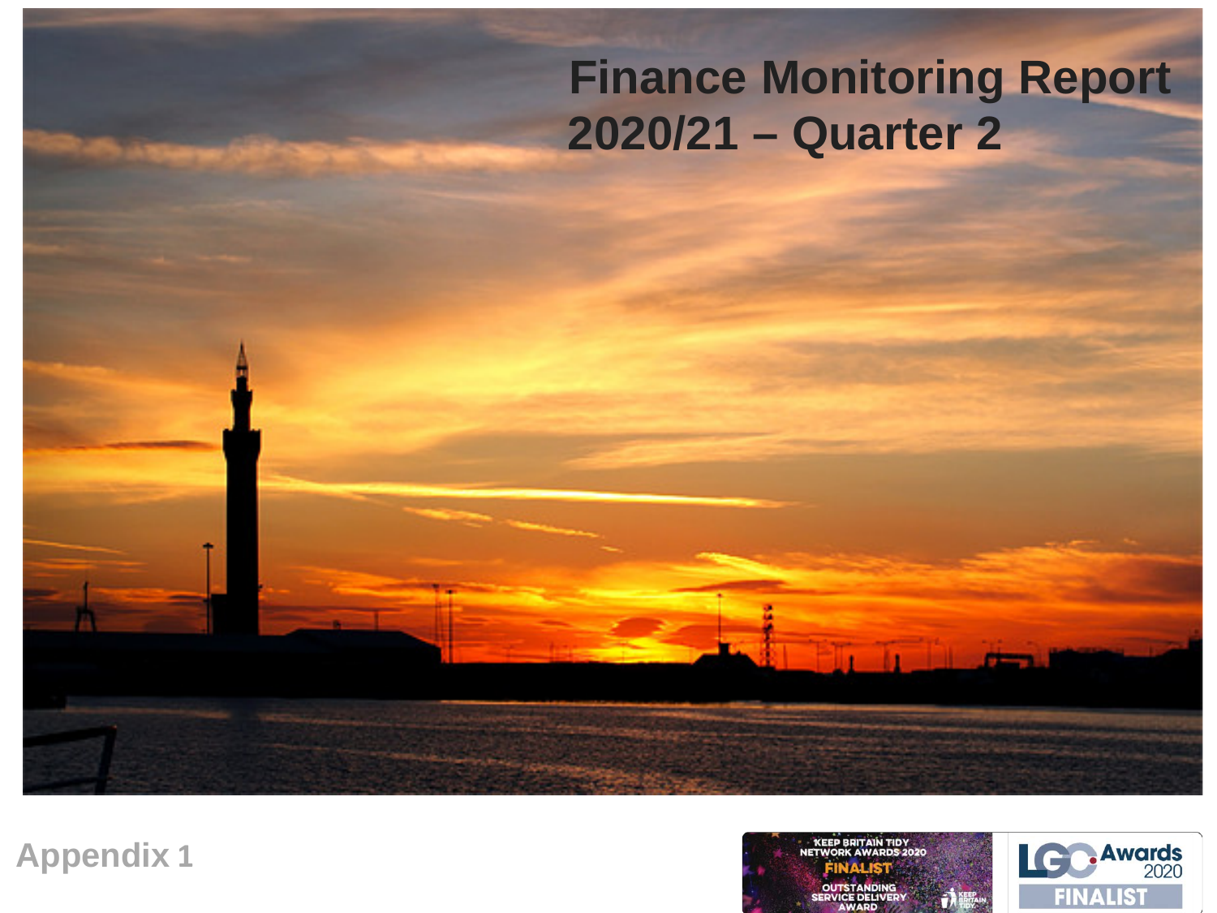# Finance Monitoring Report 2020/21 – Quarter 2

Appendix 1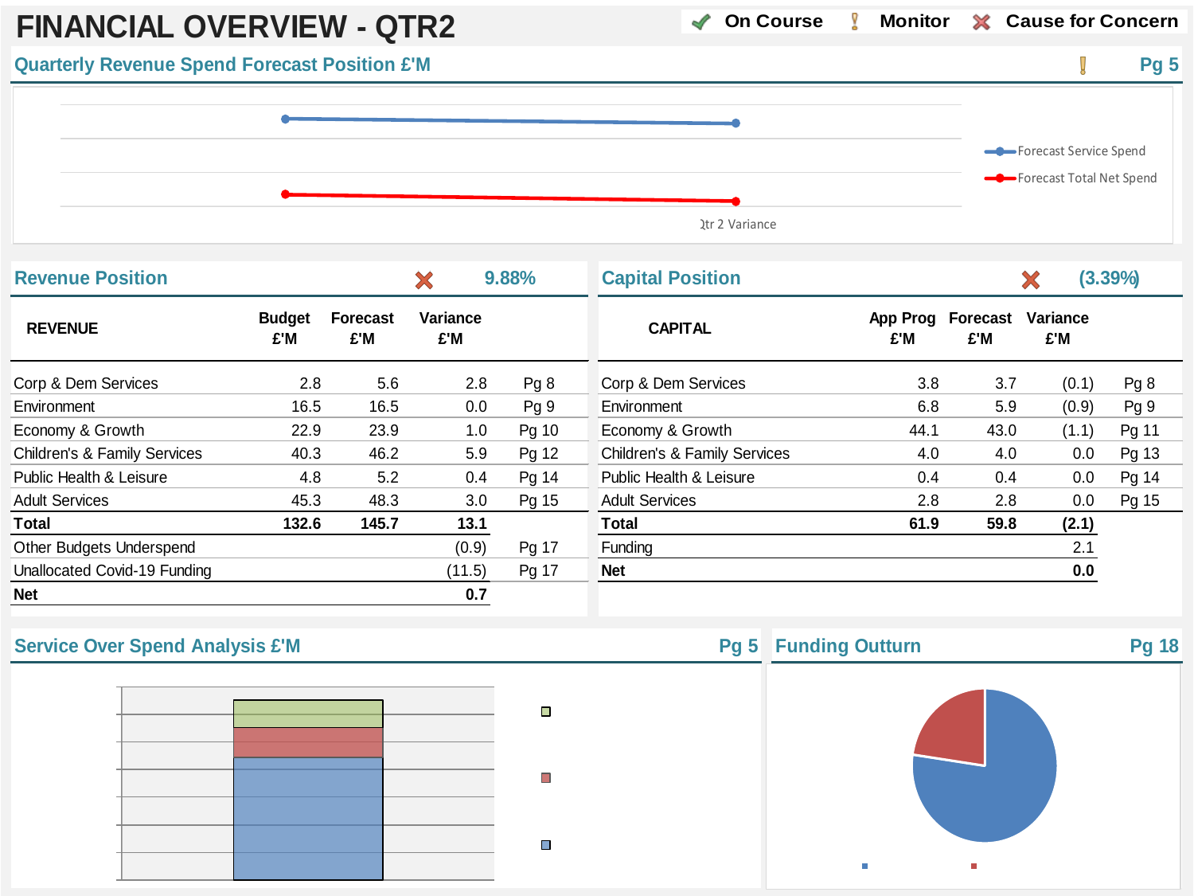# FINANCIAL OVERVIEW - QTR2

✔ On Course ! Monitor ✖ Cause for Concern

## Quarterly Revenue Spend Forecast Position £'M

! Pg 5

Forecast Service Spend
Forecast Total Net Spend
Qtr 2 Variance

## Revenue Position

✖ 9.88%

| REVENUE | Budget £'M | Forecast £'M | Variance £'M | |
|---|---|---|---|---|
| Corp & Dem Services | 2.8 | 5.6 | 2.8 | Pg 8 |
| Environment | 16.5 | 16.5 | 0.0 | Pg 9 |
| Economy & Growth | 22.9 | 23.9 | 1.0 | Pg 10 |
| Children's & Family Services | 40.3 | 46.2 | 5.9 | Pg 12 |
| Public Health & Leisure | 4.8 | 5.2 | 0.4 | Pg 14 |
| Adult Services | 45.3 | 48.3 | 3.0 | Pg 15 |
| **Total** | **132.6** | **145.7** | **13.1** | |
| Other Budgets Underspend | | | (0.9) | Pg 17 |
| Unallocated Covid-19 Funding | | | (11.5) | Pg 17 |
| **Net** | | | **0.7** | |

## Capital Position

✖ (3.39%)

| CAPITAL | App Prog £'M | Forecast £'M | Variance £'M | |
|---|---|---|---|---|
| Corp & Dem Services | 3.8 | 3.7 | (0.1) | Pg 8 |
| Environment | 6.8 | 5.9 | (0.9) | Pg 9 |
| Economy & Growth | 44.1 | 43.0 | (1.1) | Pg 11 |
| Children's & Family Services | 4.0 | 4.0 | 0.0 | Pg 13 |
| Public Health & Leisure | 0.4 | 0.4 | 0.0 | Pg 14 |
| Adult Services | 2.8 | 2.8 | 0.0 | Pg 15 |
| **Total** | **61.9** | **59.8** | **(2.1)** | |
| Funding | | | 2.1 | |
| **Net** | | | **0.0** | |

## Service Over Spend Analysis £'M

Pg 5

## Funding Outturn

Pg 18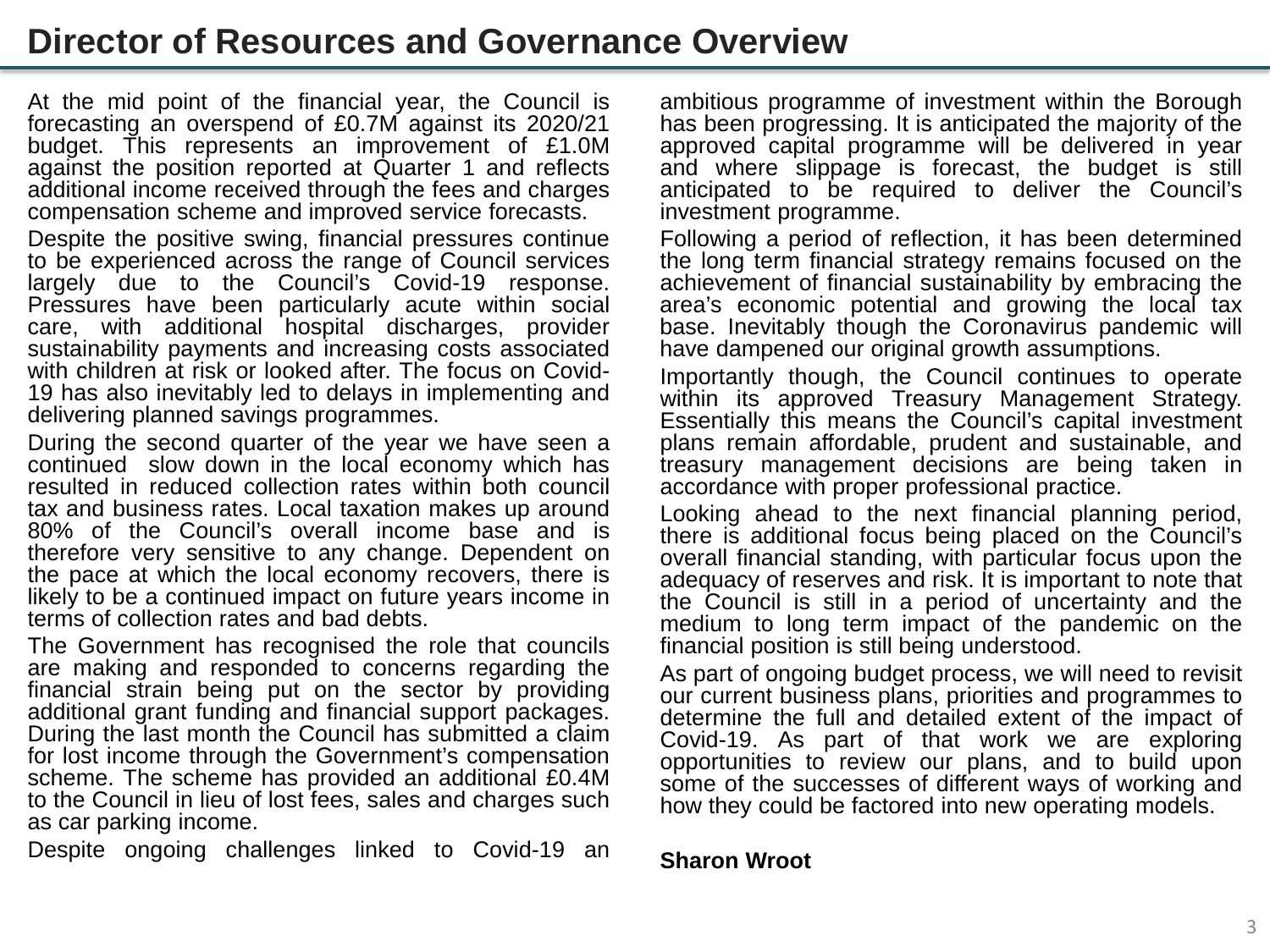# Director of Resources and Governance Overview

At the mid point of the financial year, the Council is forecasting an overspend of £0.7M against its 2020/21 budget. This represents an improvement of £1.0M against the position reported at Quarter 1 and reflects additional income received through the fees and charges compensation scheme and improved service forecasts.

Despite the positive swing, financial pressures continue to be experienced across the range of Council services largely due to the Council's Covid-19 response. Pressures have been particularly acute within social care, with additional hospital discharges, provider sustainability payments and increasing costs associated with children at risk or looked after. The focus on Covid-19 has also inevitably led to delays in implementing and delivering planned savings programmes.

During the second quarter of the year we have seen a continued slow down in the local economy which has resulted in reduced collection rates within both council tax and business rates. Local taxation makes up around 80% of the Council's overall income base and is therefore very sensitive to any change. Dependent on the pace at which the local economy recovers, there is likely to be a continued impact on future years income in terms of collection rates and bad debts.

The Government has recognised the role that councils are making and responded to concerns regarding the financial strain being put on the sector by providing additional grant funding and financial support packages. During the last month the Council has submitted a claim for lost income through the Government's compensation scheme. The scheme has provided an additional £0.4M to the Council in lieu of lost fees, sales and charges such as car parking income.

Despite ongoing challenges linked to Covid-19 an ambitious programme of investment within the Borough has been progressing. It is anticipated the majority of the approved capital programme will be delivered in year and where slippage is forecast, the budget is still anticipated to be required to deliver the Council's investment programme.

Following a period of reflection, it has been determined the long term financial strategy remains focused on the achievement of financial sustainability by embracing the area's economic potential and growing the local tax base. Inevitably though the Coronavirus pandemic will have dampened our original growth assumptions.

Importantly though, the Council continues to operate within its approved Treasury Management Strategy. Essentially this means the Council's capital investment plans remain affordable, prudent and sustainable, and treasury management decisions are being taken in accordance with proper professional practice.

Looking ahead to the next financial planning period, there is additional focus being placed on the Council's overall financial standing, with particular focus upon the adequacy of reserves and risk. It is important to note that the Council is still in a period of uncertainty and the medium to long term impact of the pandemic on the financial position is still being understood.

As part of ongoing budget process, we will need to revisit our current business plans, priorities and programmes to determine the full and detailed extent of the impact of Covid-19. As part of that work we are exploring opportunities to review our plans, and to build upon some of the successes of different ways of working and how they could be factored into new operating models.

**Sharon Wroot**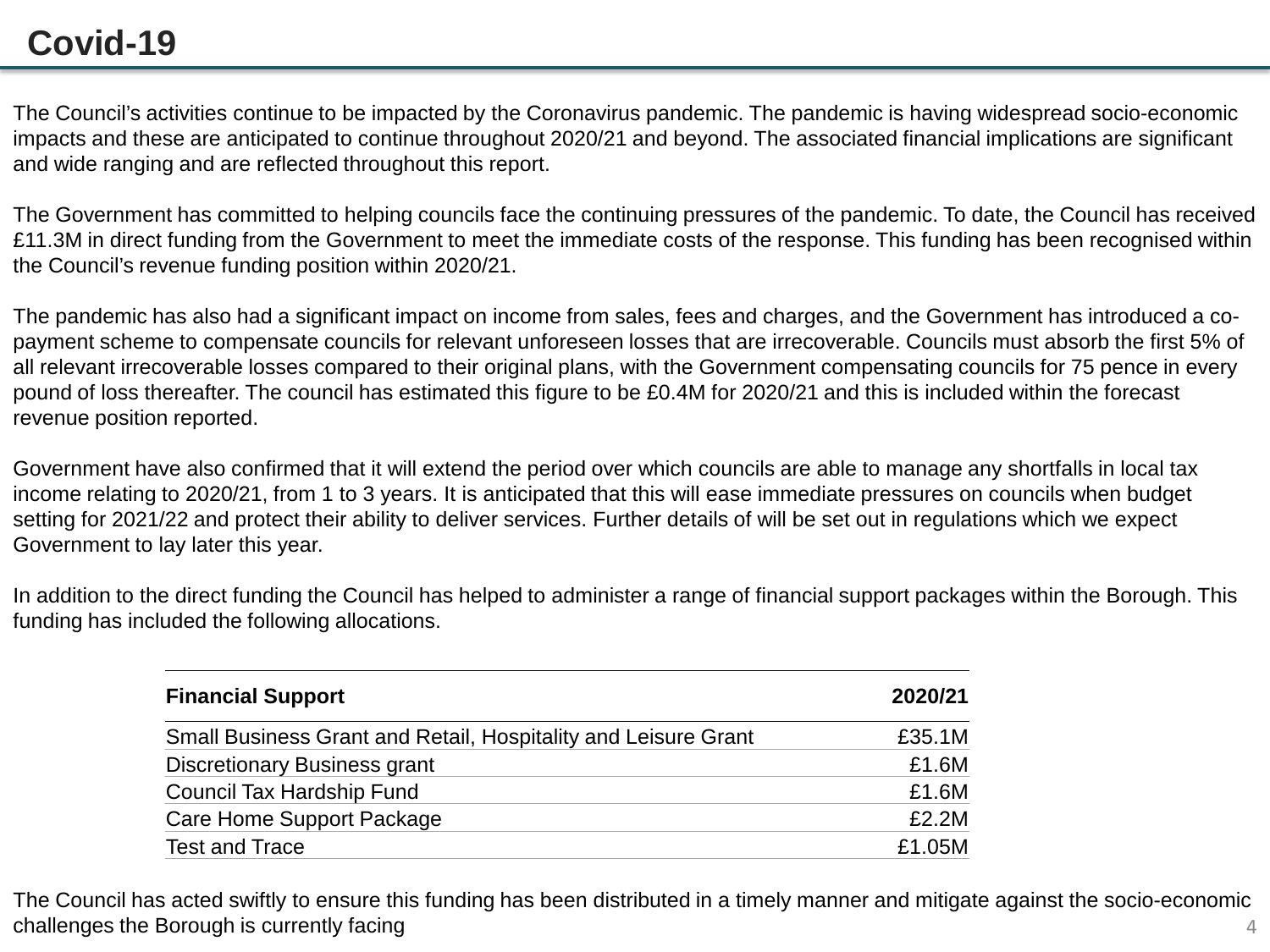# Covid-19

The Council's activities continue to be impacted by the Coronavirus pandemic. The pandemic is having widespread socio-economic impacts and these are anticipated to continue throughout 2020/21 and beyond. The associated financial implications are significant and wide ranging and are reflected throughout this report.

The Government has committed to helping councils face the continuing pressures of the pandemic. To date, the Council has received £11.3M in direct funding from the Government to meet the immediate costs of the response. This funding has been recognised within the Council's revenue funding position within 2020/21.

The pandemic has also had a significant impact on income from sales, fees and charges, and the Government has introduced a co-payment scheme to compensate councils for relevant unforeseen losses that are irrecoverable. Councils must absorb the first 5% of all relevant irrecoverable losses compared to their original plans, with the Government compensating councils for 75 pence in every pound of loss thereafter. The council has estimated this figure to be £0.4M for 2020/21 and this is included within the forecast revenue position reported.

Government have also confirmed that it will extend the period over which councils are able to manage any shortfalls in local tax income relating to 2020/21, from 1 to 3 years. It is anticipated that this will ease immediate pressures on councils when budget setting for 2021/22 and protect their ability to deliver services. Further details of will be set out in regulations which we expect Government to lay later this year.

In addition to the direct funding the Council has helped to administer a range of financial support packages within the Borough. This funding has included the following allocations.

| Financial Support | 2020/21 |
| --- | ---: |
| Small Business Grant and Retail, Hospitality and Leisure Grant | £35.1M |
| Discretionary Business grant | £1.6M |
| Council Tax Hardship Fund | £1.6M |
| Care Home Support Package | £2.2M |
| Test and Trace | £1.05M |

The Council has acted swiftly to ensure this funding has been distributed in a timely manner and mitigate against the socio-economic challenges the Borough is currently facing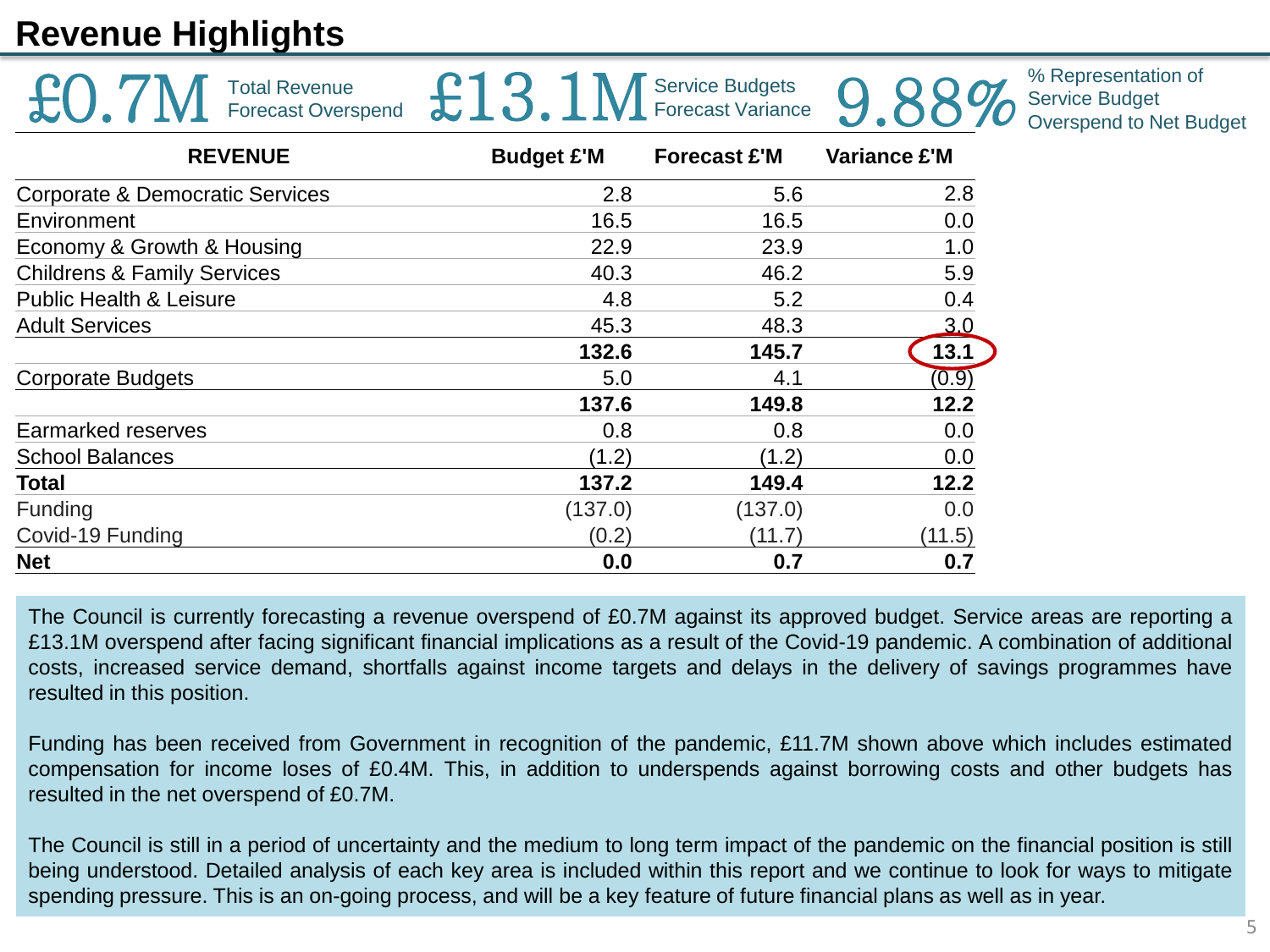# Revenue Highlights

**£0.7M** Total Revenue Forecast Overspend

**£13.1M** Service Budgets Forecast Variance

**9.88%** % Representation of Service Budget Overspend to Net Budget

| REVENUE | Budget £'M | Forecast £'M | Variance £'M |
|---|---|---|---|
| Corporate & Democratic Services | 2.8 | 5.6 | 2.8 |
| Environment | 16.5 | 16.5 | 0.0 |
| Economy & Growth & Housing | 22.9 | 23.9 | 1.0 |
| Childrens & Family Services | 40.3 | 46.2 | 5.9 |
| Public Health & Leisure | 4.8 | 5.2 | 0.4 |
| Adult Services | 45.3 | 48.3 | 3.0 |
| | **132.6** | **145.7** | **13.1** |
| Corporate Budgets | 5.0 | 4.1 | (0.9) |
| | **137.6** | **149.8** | **12.2** |
| Earmarked reserves | 0.8 | 0.8 | 0.0 |
| School Balances | (1.2) | (1.2) | 0.0 |
| **Total** | **137.2** | **149.4** | **12.2** |
| Funding | (137.0) | (137.0) | 0.0 |
| Covid-19 Funding | (0.2) | (11.7) | (11.5) |
| **Net** | **0.0** | **0.7** | **0.7** |

The Council is currently forecasting a revenue overspend of £0.7M against its approved budget. Service areas are reporting a £13.1M overspend after facing significant financial implications as a result of the Covid-19 pandemic. A combination of additional costs, increased service demand, shortfalls against income targets and delays in the delivery of savings programmes have resulted in this position.

Funding has been received from Government in recognition of the pandemic, £11.7M shown above which includes estimated compensation for income loses of £0.4M. This, in addition to underspends against borrowing costs and other budgets has resulted in the net overspend of £0.7M.

The Council is still in a period of uncertainty and the medium to long term impact of the pandemic on the financial position is still being understood. Detailed analysis of each key area is included within this report and we continue to look for ways to mitigate spending pressure. This is an on-going process, and will be a key feature of future financial plans as well as in year.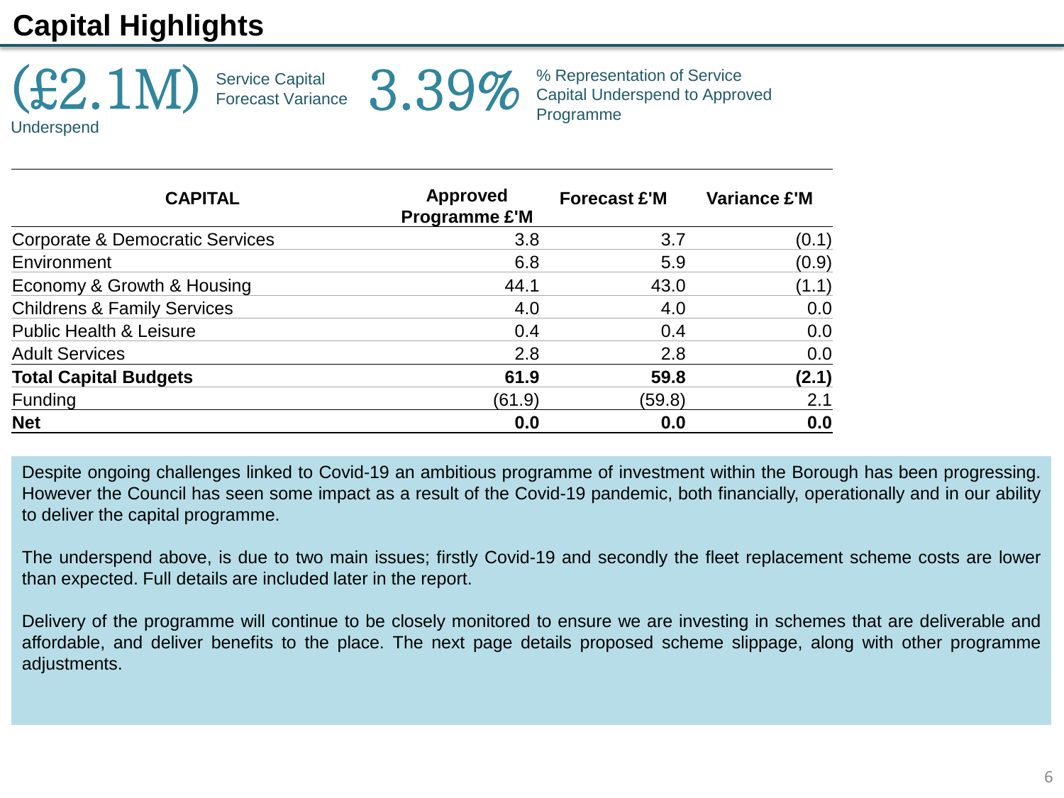# Capital Highlights

**(£2.1M)** Underspend — Service Capital Forecast Variance

**3.39%** — % Representation of Service Capital Underspend to Approved Programme

| CAPITAL | Approved Programme £'M | Forecast £'M | Variance £'M |
|---|---|---|---|
| Corporate & Democratic Services | 3.8 | 3.7 | (0.1) |
| Environment | 6.8 | 5.9 | (0.9) |
| Economy & Growth & Housing | 44.1 | 43.0 | (1.1) |
| Childrens & Family Services | 4.0 | 4.0 | 0.0 |
| Public Health & Leisure | 0.4 | 0.4 | 0.0 |
| Adult Services | 2.8 | 2.8 | 0.0 |
| **Total Capital Budgets** | **61.9** | **59.8** | **(2.1)** |
| Funding | (61.9) | (59.8) | 2.1 |
| **Net** | **0.0** | **0.0** | **0.0** |

Despite ongoing challenges linked to Covid-19 an ambitious programme of investment within the Borough has been progressing. However the Council has seen some impact as a result of the Covid-19 pandemic, both financially, operationally and in our ability to deliver the capital programme.

The underspend above, is due to two main issues; firstly Covid-19 and secondly the fleet replacement scheme costs are lower than expected. Full details are included later in the report.

Delivery of the programme will continue to be closely monitored to ensure we are investing in schemes that are deliverable and affordable, and deliver benefits to the place. The next page details proposed scheme slippage, along with other programme adjustments.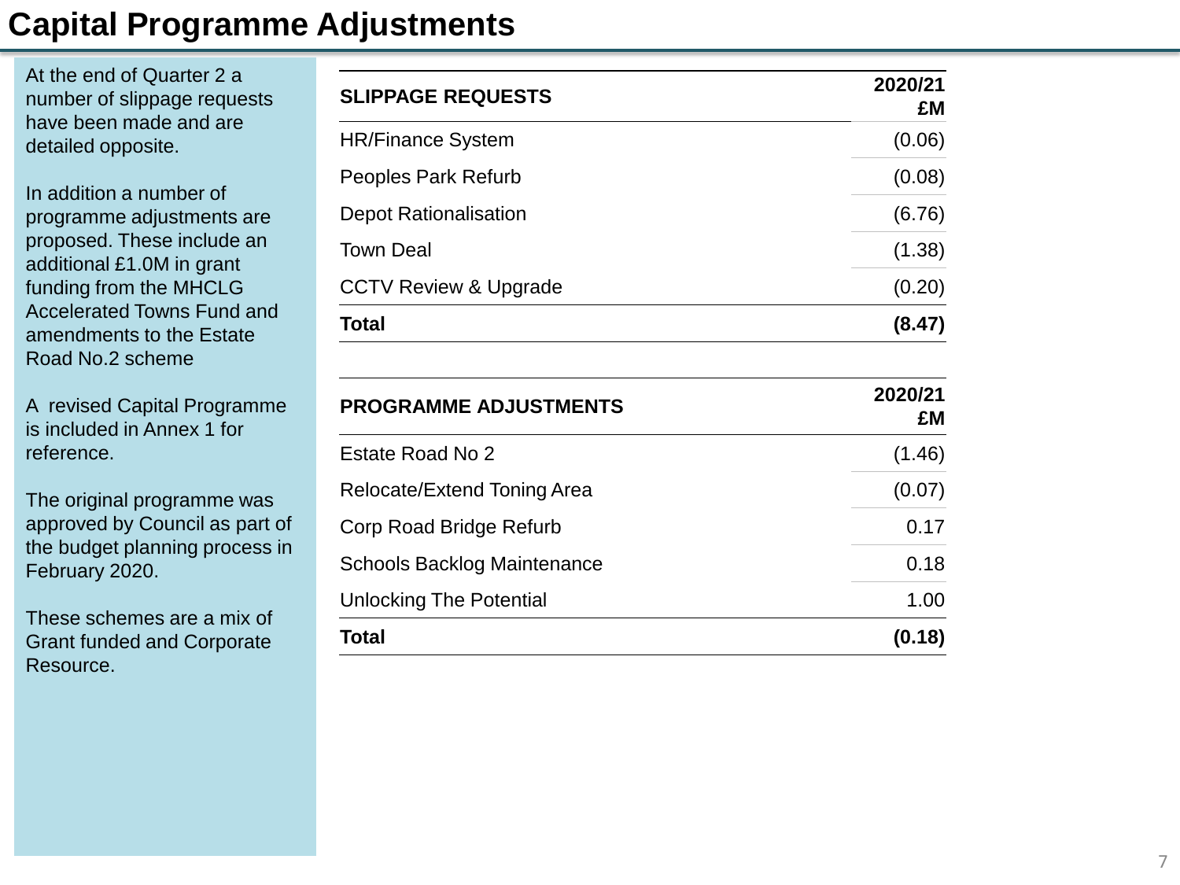# Capital Programme Adjustments

At the end of Quarter 2 a number of slippage requests have been made and are detailed opposite.

In addition a number of programme adjustments are proposed. These include an additional £1.0M in grant funding from the MHCLG Accelerated Towns Fund and amendments to the Estate Road No.2 scheme

A revised Capital Programme is included in Annex 1 for reference.

The original programme was approved by Council as part of the budget planning process in February 2020.

These schemes are a mix of Grant funded and Corporate Resource.

| SLIPPAGE REQUESTS | 2020/21 £M |
|---|---|
| HR/Finance System | (0.06) |
| Peoples Park Refurb | (0.08) |
| Depot Rationalisation | (6.76) |
| Town Deal | (1.38) |
| CCTV Review & Upgrade | (0.20) |
| **Total** | **(8.47)** |

| PROGRAMME ADJUSTMENTS | 2020/21 £M |
|---|---|
| Estate Road No 2 | (1.46) |
| Relocate/Extend Toning Area | (0.07) |
| Corp Road Bridge Refurb | 0.17 |
| Schools Backlog Maintenance | 0.18 |
| Unlocking The Potential | 1.00 |
| **Total** | **(0.18)** |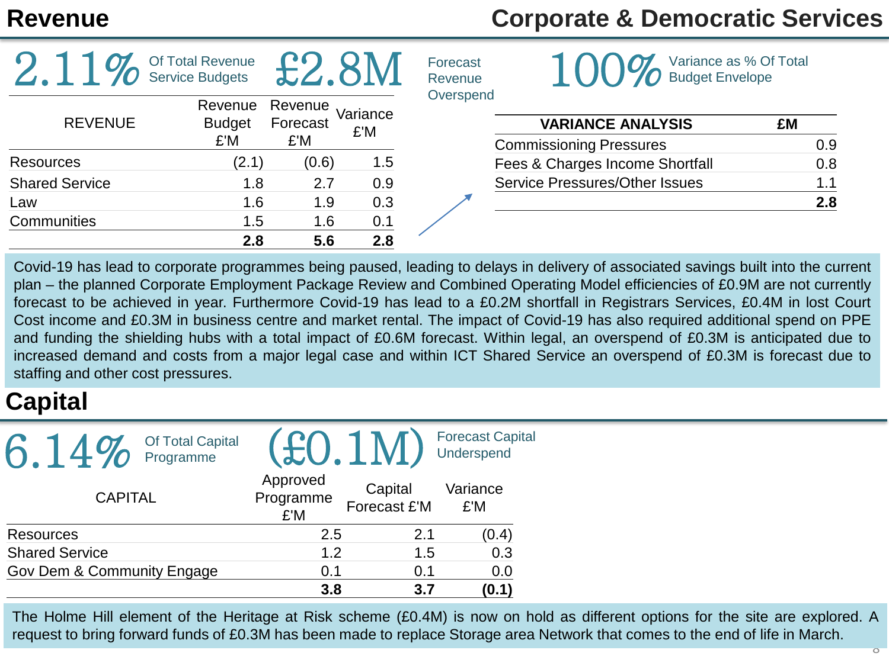# Revenue

## Corporate & Democratic Services

**2.11%** Of Total Revenue Service Budgets

**£2.8M** Forecast Revenue Overspend

**100%** Variance as % Of Total Budget Envelope

| REVENUE | Revenue Budget £'M | Revenue Forecast £'M | Variance £'M |
|---|---|---|---|
| Resources | (2.1) | (0.6) | 1.5 |
| Shared Service | 1.8 | 2.7 | 0.9 |
| Law | 1.6 | 1.9 | 0.3 |
| Communities | 1.5 | 1.6 | 0.1 |
| | **2.8** | **5.6** | **2.8** |

| VARIANCE ANALYSIS | £M |
|---|---|
| Commissioning Pressures | 0.9 |
| Fees & Charges Income Shortfall | 0.8 |
| Service Pressures/Other Issues | 1.1 |
| | **2.8** |

Covid-19 has lead to corporate programmes being paused, leading to delays in delivery of associated savings built into the current plan – the planned Corporate Employment Package Review and Combined Operating Model efficiencies of £0.9M are not currently forecast to be achieved in year. Furthermore Covid-19 has lead to a £0.2M shortfall in Registrars Services, £0.4M in lost Court Cost income and £0.3M in business centre and market rental. The impact of Covid-19 has also required additional spend on PPE and funding the shielding hubs with a total impact of £0.6M forecast. Within legal, an overspend of £0.3M is anticipated due to increased demand and costs from a major legal case and within ICT Shared Service an overspend of £0.3M is forecast due to staffing and other cost pressures.

# Capital

**6.14%** Of Total Capital Programme

**(£0.1M)** Forecast Capital Underspend

| CAPITAL | Approved Programme £'M | Capital Forecast £'M | Variance £'M |
|---|---|---|---|
| Resources | 2.5 | 2.1 | (0.4) |
| Shared Service | 1.2 | 1.5 | 0.3 |
| Gov Dem & Community Engage | 0.1 | 0.1 | 0.0 |
| | **3.8** | **3.7** | **(0.1)** |

The Holme Hill element of the Heritage at Risk scheme (£0.4M) is now on hold as different options for the site are explored. A request to bring forward funds of £0.3M has been made to replace Storage area Network that comes to the end of life in March.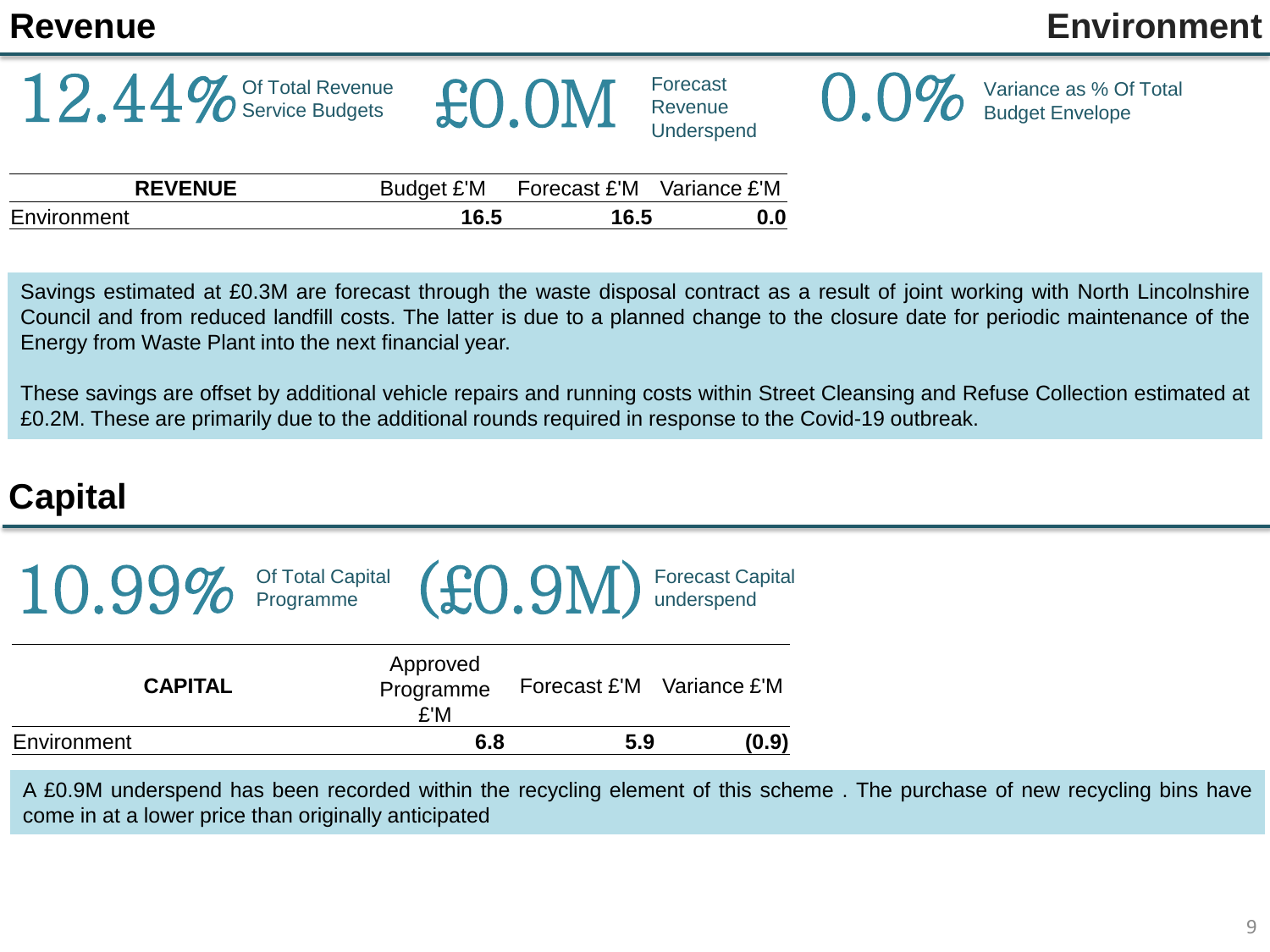# Revenue

## Environment

**12.44%** Of Total Revenue Service Budgets

**£0.0M** Forecast Revenue Underspend

**0.0%** Variance as % Of Total Budget Envelope

| REVENUE | Budget £'M | Forecast £'M | Variance £'M |
|---|---|---|---|
| Environment | **16.5** | **16.5** | **0.0** |

Savings estimated at £0.3M are forecast through the waste disposal contract as a result of joint working with North Lincolnshire Council and from reduced landfill costs. The latter is due to a planned change to the closure date for periodic maintenance of the Energy from Waste Plant into the next financial year.

These savings are offset by additional vehicle repairs and running costs within Street Cleansing and Refuse Collection estimated at £0.2M. These are primarily due to the additional rounds required in response to the Covid-19 outbreak.

# Capital

**10.99%** Of Total Capital Programme

**(£0.9M)** Forecast Capital underspend

| CAPITAL | Approved Programme £'M | Forecast £'M | Variance £'M |
|---|---|---|---|
| Environment | **6.8** | **5.9** | **(0.9)** |

A £0.9M underspend has been recorded within the recycling element of this scheme . The purchase of new recycling bins have come in at a lower price than originally anticipated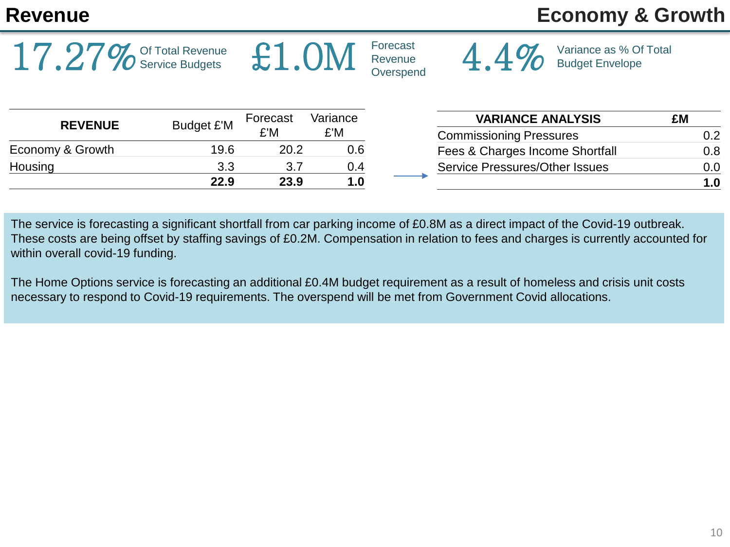# Revenue

## Economy & Growth

**17.27%** Of Total Revenue Service Budgets

**£1.0M** Forecast Revenue Overspend

**4.4%** Variance as % Of Total Budget Envelope

| REVENUE | Budget £'M | Forecast £'M | Variance £'M |
|---|---|---|---|
| Economy & Growth | 19.6 | 20.2 | 0.6 |
| Housing | 3.3 | 3.7 | 0.4 |
| | **22.9** | **23.9** | **1.0** |

| VARIANCE ANALYSIS | £M |
|---|---|
| Commissioning Pressures | 0.2 |
| Fees & Charges Income Shortfall | 0.8 |
| Service Pressures/Other Issues | 0.0 |
| | **1.0** |

The service is forecasting a significant shortfall from car parking income of £0.8M as a direct impact of the Covid-19 outbreak. These costs are being offset by staffing savings of £0.2M. Compensation in relation to fees and charges is currently accounted for within overall covid-19 funding.

The Home Options service is forecasting an additional £0.4M budget requirement as a result of homeless and crisis unit costs necessary to respond to Covid-19 requirements. The overspend will be met from Government Covid allocations.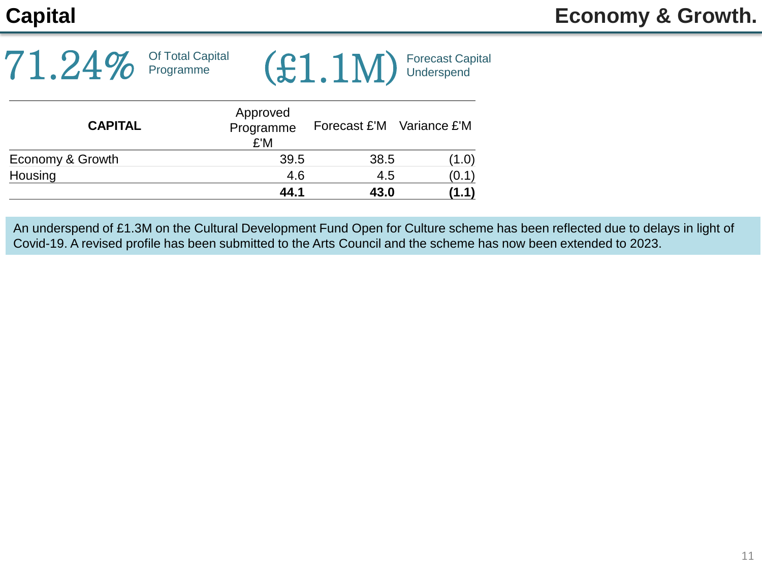# Capital

## Economy & Growth.

**71.24%** Of Total Capital Programme

**(£1.1M)** Forecast Capital Underspend

| CAPITAL | Approved Programme £'M | Forecast £'M | Variance £'M |
|---|---|---|---|
| Economy & Growth | 39.5 | 38.5 | (1.0) |
| Housing | 4.6 | 4.5 | (0.1) |
| | **44.1** | **43.0** | **(1.1)** |

An underspend of £1.3M on the Cultural Development Fund Open for Culture scheme has been reflected due to delays in light of Covid-19. A revised profile has been submitted to the Arts Council and the scheme has now been extended to 2023.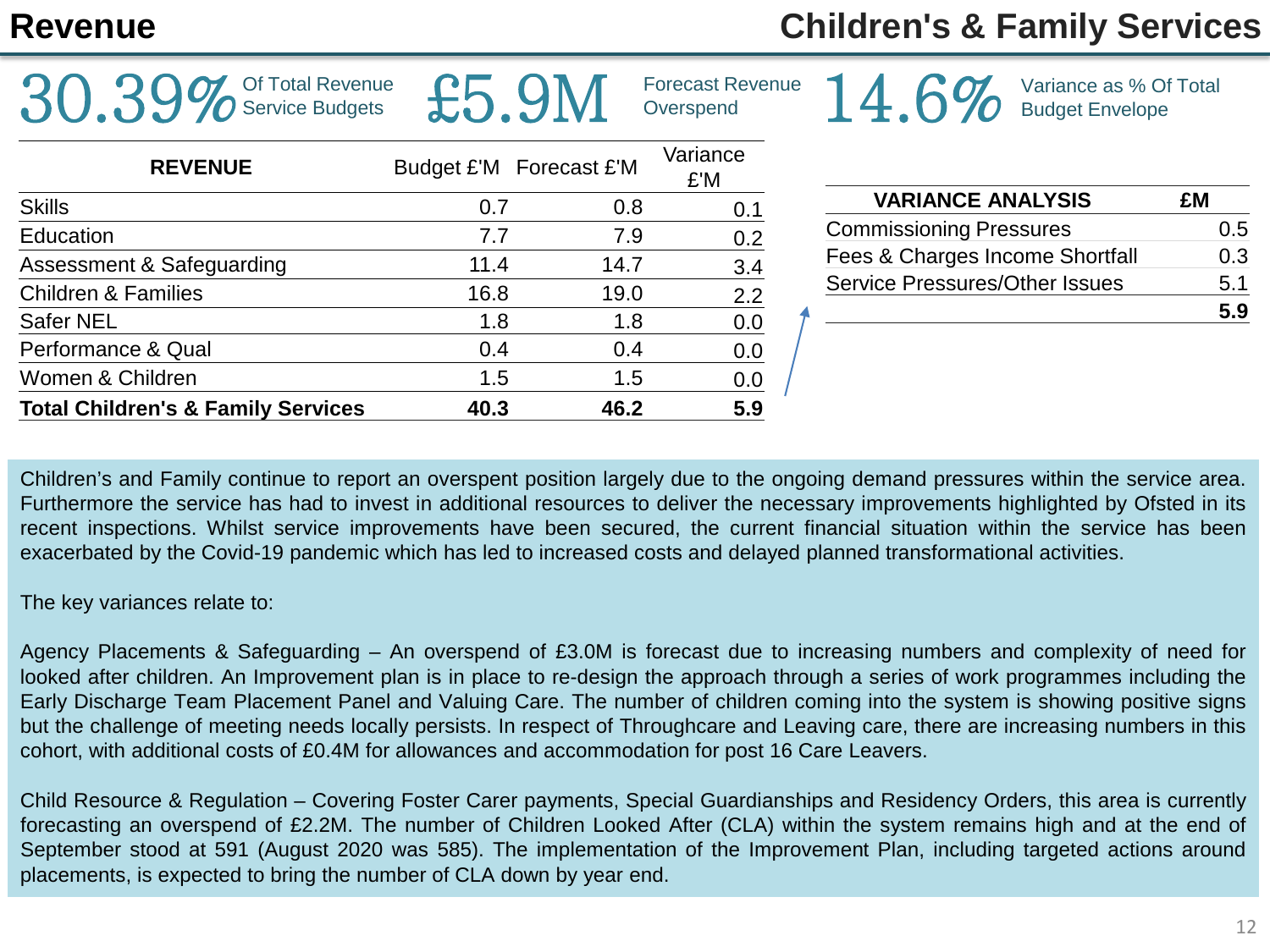# Revenue

## Children's & Family Services

**30.39%** Of Total Revenue Service Budgets

**£5.9M** Forecast Revenue Overspend

**14.6%** Variance as % Of Total Budget Envelope

| REVENUE | Budget £'M | Forecast £'M | Variance £'M |
|---|---|---|---|
| Skills | 0.7 | 0.8 | 0.1 |
| Education | 7.7 | 7.9 | 0.2 |
| Assessment & Safeguarding | 11.4 | 14.7 | 3.4 |
| Children & Families | 16.8 | 19.0 | 2.2 |
| Safer NEL | 1.8 | 1.8 | 0.0 |
| Performance & Qual | 0.4 | 0.4 | 0.0 |
| Women & Children | 1.5 | 1.5 | 0.0 |
| **Total Children's & Family Services** | **40.3** | **46.2** | **5.9** |

| VARIANCE ANALYSIS | £M |
|---|---|
| Commissioning Pressures | 0.5 |
| Fees & Charges Income Shortfall | 0.3 |
| Service Pressures/Other Issues | 5.1 |
| | **5.9** |

Children's and Family continue to report an overspent position largely due to the ongoing demand pressures within the service area. Furthermore the service has had to invest in additional resources to deliver the necessary improvements highlighted by Ofsted in its recent inspections. Whilst service improvements have been secured, the current financial situation within the service has been exacerbated by the Covid-19 pandemic which has led to increased costs and delayed planned transformational activities.

The key variances relate to:

Agency Placements & Safeguarding – An overspend of £3.0M is forecast due to increasing numbers and complexity of need for looked after children. An Improvement plan is in place to re-design the approach through a series of work programmes including the Early Discharge Team Placement Panel and Valuing Care. The number of children coming into the system is showing positive signs but the challenge of meeting needs locally persists. In respect of Throughcare and Leaving care, there are increasing numbers in this cohort, with additional costs of £0.4M for allowances and accommodation for post 16 Care Leavers.

Child Resource & Regulation – Covering Foster Carer payments, Special Guardianships and Residency Orders, this area is currently forecasting an overspend of £2.2M. The number of Children Looked After (CLA) within the system remains high and at the end of September stood at 591 (August 2020 was 585). The implementation of the Improvement Plan, including targeted actions around placements, is expected to bring the number of CLA down by year end.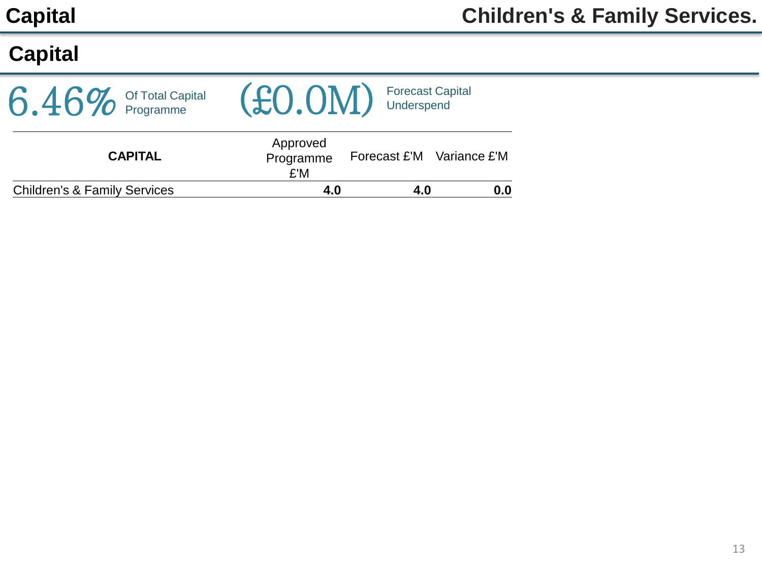## Capital

6.46% Of Total Capital Programme

(£0.0M) Forecast Capital Underspend

| CAPITAL | Approved Programme £'M | Forecast £'M | Variance £'M |
|---|---|---|---|
| Children's & Family Services | **4.0** | **4.0** | **0.0** |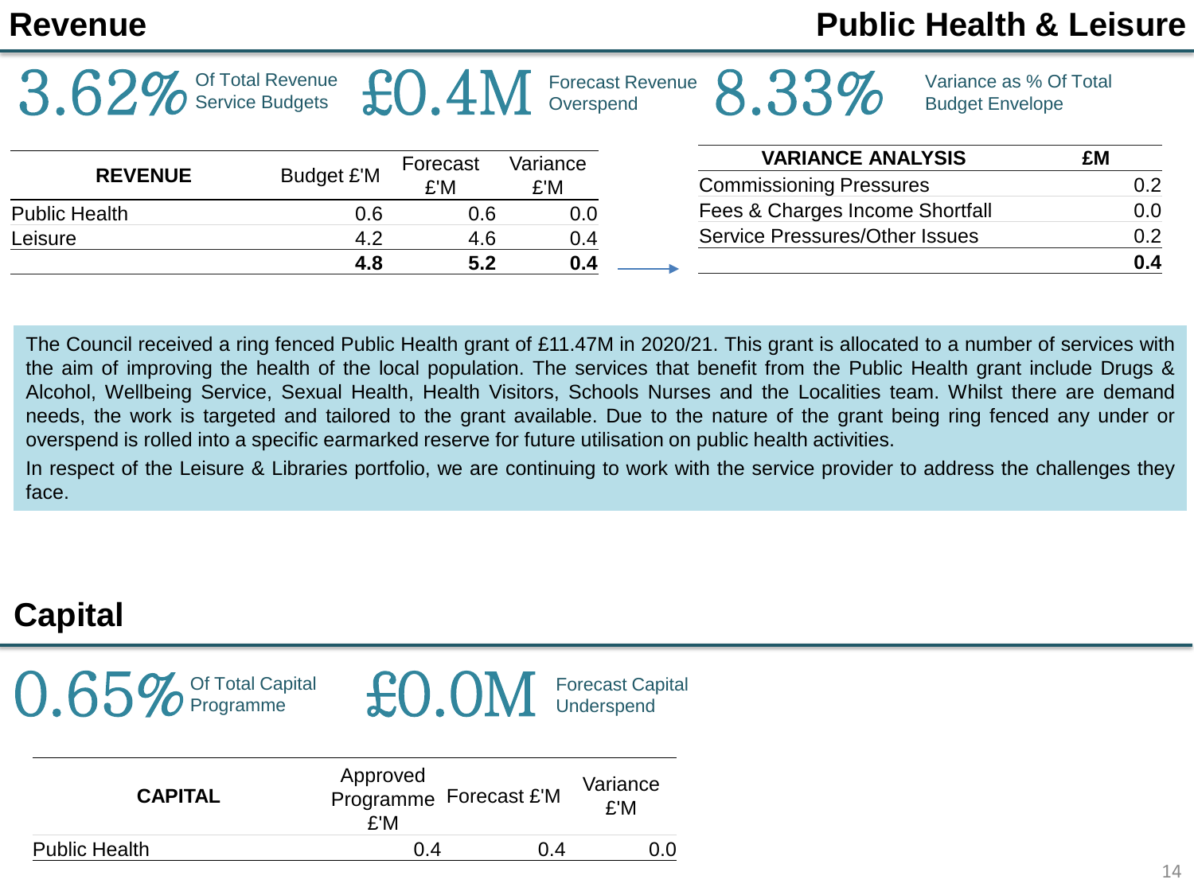# Revenue

## Public Health & Leisure

**3.62%** Of Total Revenue Service Budgets

**£0.4M** Forecast Revenue Overspend

**8.33%** Variance as % Of Total Budget Envelope

| REVENUE | Budget £'M | Forecast £'M | Variance £'M |
|---|---|---|---|
| Public Health | 0.6 | 0.6 | 0.0 |
| Leisure | 4.2 | 4.6 | 0.4 |
| | **4.8** | **5.2** | **0.4** |

| VARIANCE ANALYSIS | £M |
|---|---|
| Commissioning Pressures | 0.2 |
| Fees & Charges Income Shortfall | 0.0 |
| Service Pressures/Other Issues | 0.2 |
| | **0.4** |

The Council received a ring fenced Public Health grant of £11.47M in 2020/21. This grant is allocated to a number of services with the aim of improving the health of the local population. The services that benefit from the Public Health grant include Drugs & Alcohol, Wellbeing Service, Sexual Health, Health Visitors, Schools Nurses and the Localities team. Whilst there are demand needs, the work is targeted and tailored to the grant available. Due to the nature of the grant being ring fenced any under or overspend is rolled into a specific earmarked reserve for future utilisation on public health activities.

In respect of the Leisure & Libraries portfolio, we are continuing to work with the service provider to address the challenges they face.

# Capital

**0.65%** Of Total Capital Programme

**£0.0M** Forecast Capital Underspend

| CAPITAL | Approved Programme £'M | Forecast £'M | Variance £'M |
|---|---|---|---|
| Public Health | 0.4 | 0.4 | 0.0 |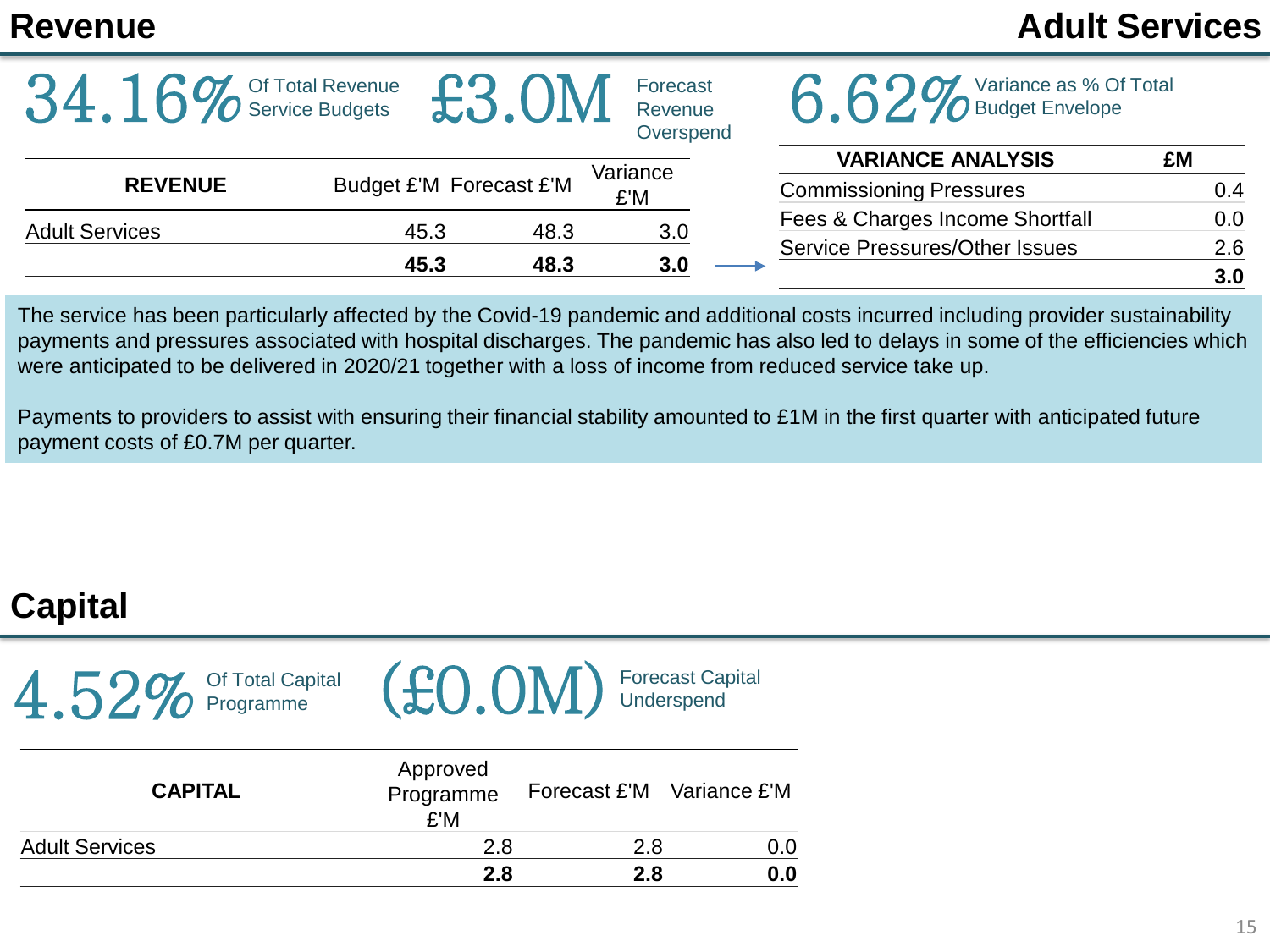# Revenue

## Adult Services

**34.16%** Of Total Revenue Service Budgets

**£3.0M** Forecast Revenue Overspend

**6.62%** Variance as % Of Total Budget Envelope

| REVENUE | Budget £'M | Forecast £'M | Variance £'M |
|---|---|---|---|
| Adult Services | 45.3 | 48.3 | 3.0 |
| | **45.3** | **48.3** | **3.0** |

| VARIANCE ANALYSIS | £M |
|---|---|
| Commissioning Pressures | 0.4 |
| Fees & Charges Income Shortfall | 0.0 |
| Service Pressures/Other Issues | 2.6 |
| | **3.0** |

The service has been particularly affected by the Covid-19 pandemic and additional costs incurred including provider sustainability payments and pressures associated with hospital discharges. The pandemic has also led to delays in some of the efficiencies which were anticipated to be delivered in 2020/21 together with a loss of income from reduced service take up.

Payments to providers to assist with ensuring their financial stability amounted to £1M in the first quarter with anticipated future payment costs of £0.7M per quarter.

# Capital

**4.52%** Of Total Capital Programme

**(£0.0M)** Forecast Capital Underspend

| CAPITAL | Approved Programme £'M | Forecast £'M | Variance £'M |
|---|---|---|---|
| Adult Services | 2.8 | 2.8 | 0.0 |
| | **2.8** | **2.8** | **0.0** |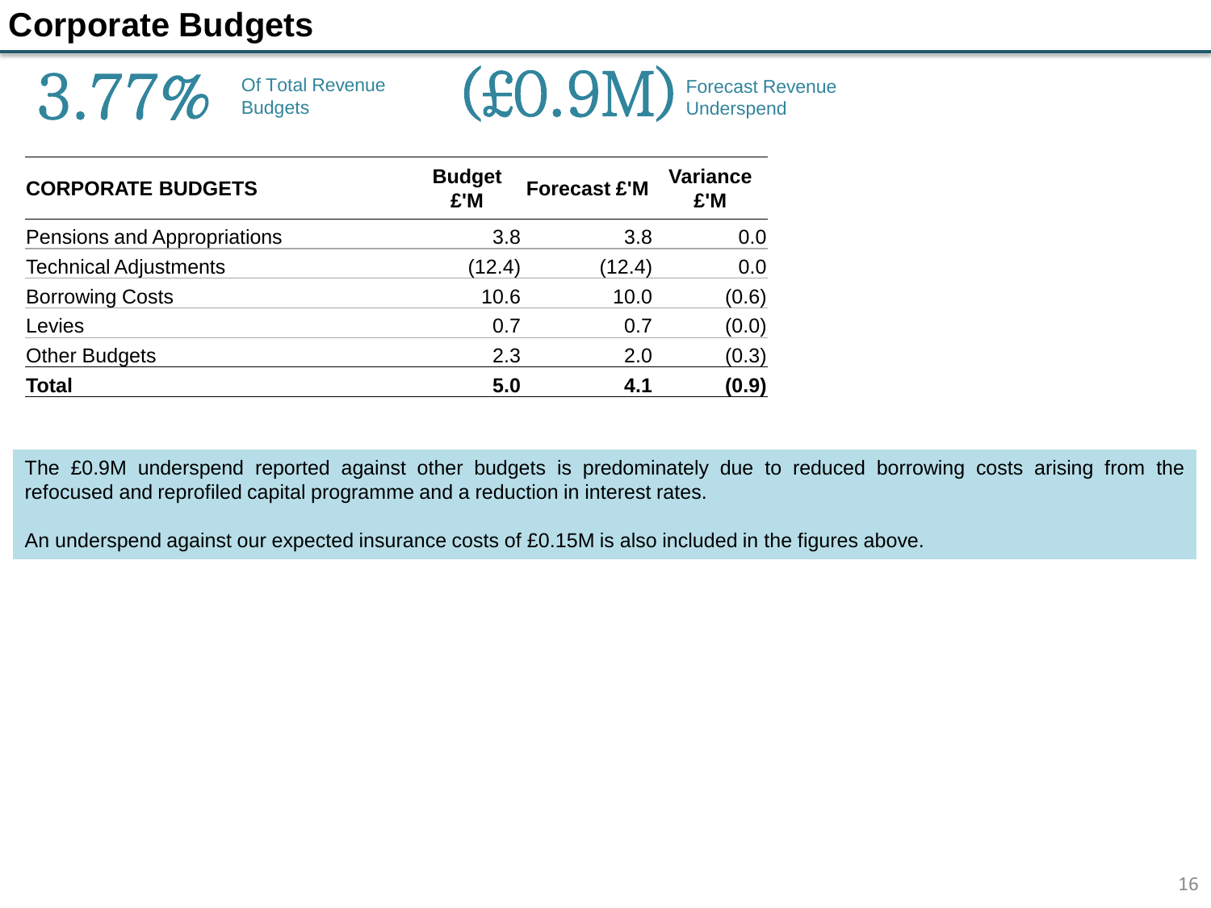# Corporate Budgets

**3.77%** Of Total Revenue Budgets

**(£0.9M)** Forecast Revenue Underspend

| CORPORATE BUDGETS | Budget £'M | Forecast £'M | Variance £'M |
|---|---|---|---|
| Pensions and Appropriations | 3.8 | 3.8 | 0.0 |
| Technical Adjustments | (12.4) | (12.4) | 0.0 |
| Borrowing Costs | 10.6 | 10.0 | (0.6) |
| Levies | 0.7 | 0.7 | (0.0) |
| Other Budgets | 2.3 | 2.0 | (0.3) |
| **Total** | **5.0** | **4.1** | **(0.9)** |

The £0.9M underspend reported against other budgets is predominately due to reduced borrowing costs arising from the refocused and reprofiled capital programme and a reduction in interest rates.

An underspend against our expected insurance costs of £0.15M is also included in the figures above.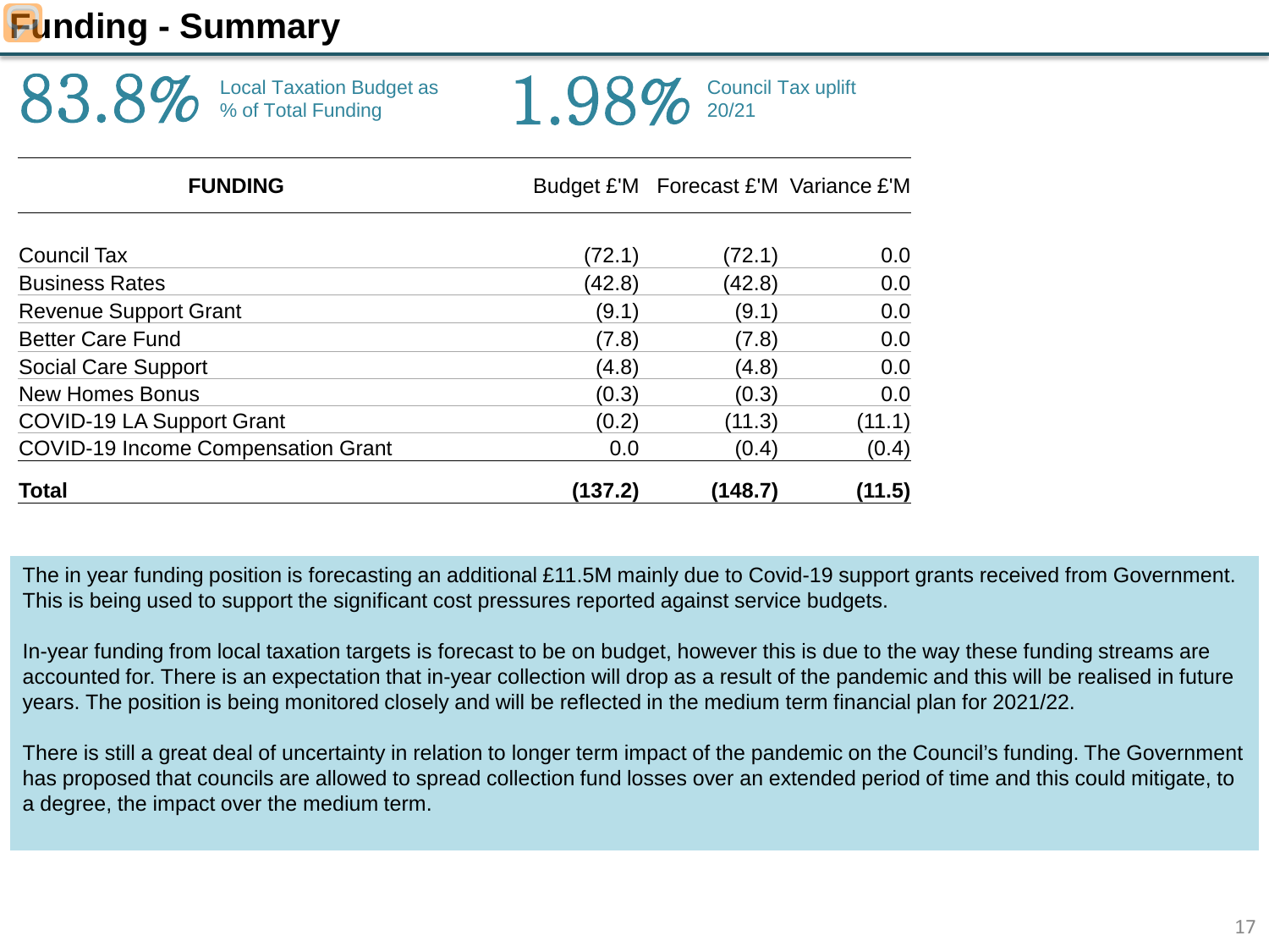# Funding - Summary

**83.8%** Local Taxation Budget as % of Total Funding

**1.98%** Council Tax uplift 20/21

| FUNDING | Budget £'M | Forecast £'M | Variance £'M |
|---|---|---|---|
| Council Tax | (72.1) | (72.1) | 0.0 |
| Business Rates | (42.8) | (42.8) | 0.0 |
| Revenue Support Grant | (9.1) | (9.1) | 0.0 |
| Better Care Fund | (7.8) | (7.8) | 0.0 |
| Social Care Support | (4.8) | (4.8) | 0.0 |
| New Homes Bonus | (0.3) | (0.3) | 0.0 |
| COVID-19 LA Support Grant | (0.2) | (11.3) | (11.1) |
| COVID-19 Income Compensation Grant | 0.0 | (0.4) | (0.4) |
| **Total** | **(137.2)** | **(148.7)** | **(11.5)** |

The in year funding position is forecasting an additional £11.5M mainly due to Covid-19 support grants received from Government. This is being used to support the significant cost pressures reported against service budgets.

In-year funding from local taxation targets is forecast to be on budget, however this is due to the way these funding streams are accounted for. There is an expectation that in-year collection will drop as a result of the pandemic and this will be realised in future years. The position is being monitored closely and will be reflected in the medium term financial plan for 2021/22.

There is still a great deal of uncertainty in relation to longer term impact of the pandemic on the Council's funding. The Government has proposed that councils are allowed to spread collection fund losses over an extended period of time and this could mitigate, to a degree, the impact over the medium term.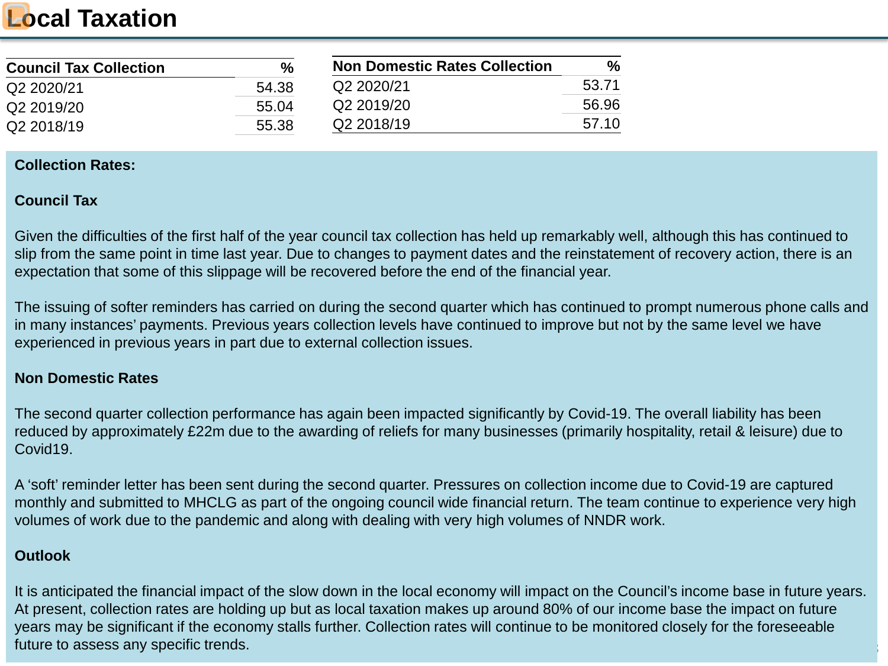# Local Taxation

| Council Tax Collection | % |
|---|---|
| Q2 2020/21 | 54.38 |
| Q2 2019/20 | 55.04 |
| Q2 2018/19 | 55.38 |

| Non Domestic Rates Collection | % |
|---|---|
| Q2 2020/21 | 53.71 |
| Q2 2019/20 | 56.96 |
| Q2 2018/19 | 57.10 |

**Collection Rates:**

**Council Tax**

Given the difficulties of the first half of the year council tax collection has held up remarkably well, although this has continued to slip from the same point in time last year. Due to changes to payment dates and the reinstatement of recovery action, there is an expectation that some of this slippage will be recovered before the end of the financial year.

The issuing of softer reminders has carried on during the second quarter which has continued to prompt numerous phone calls and in many instances' payments. Previous years collection levels have continued to improve but not by the same level we have experienced in previous years in part due to external collection issues.

**Non Domestic Rates**

The second quarter collection performance has again been impacted significantly by Covid-19. The overall liability has been reduced by approximately £22m due to the awarding of reliefs for many businesses (primarily hospitality, retail & leisure) due to Covid19.

A 'soft' reminder letter has been sent during the second quarter. Pressures on collection income due to Covid-19 are captured monthly and submitted to MHCLG as part of the ongoing council wide financial return. The team continue to experience very high volumes of work due to the pandemic and along with dealing with very high volumes of NNDR work.

**Outlook**

It is anticipated the financial impact of the slow down in the local economy will impact on the Council's income base in future years. At present, collection rates are holding up but as local taxation makes up around 80% of our income base the impact on future years may be significant if the economy stalls further. Collection rates will continue to be monitored closely for the foreseeable future to assess any specific trends.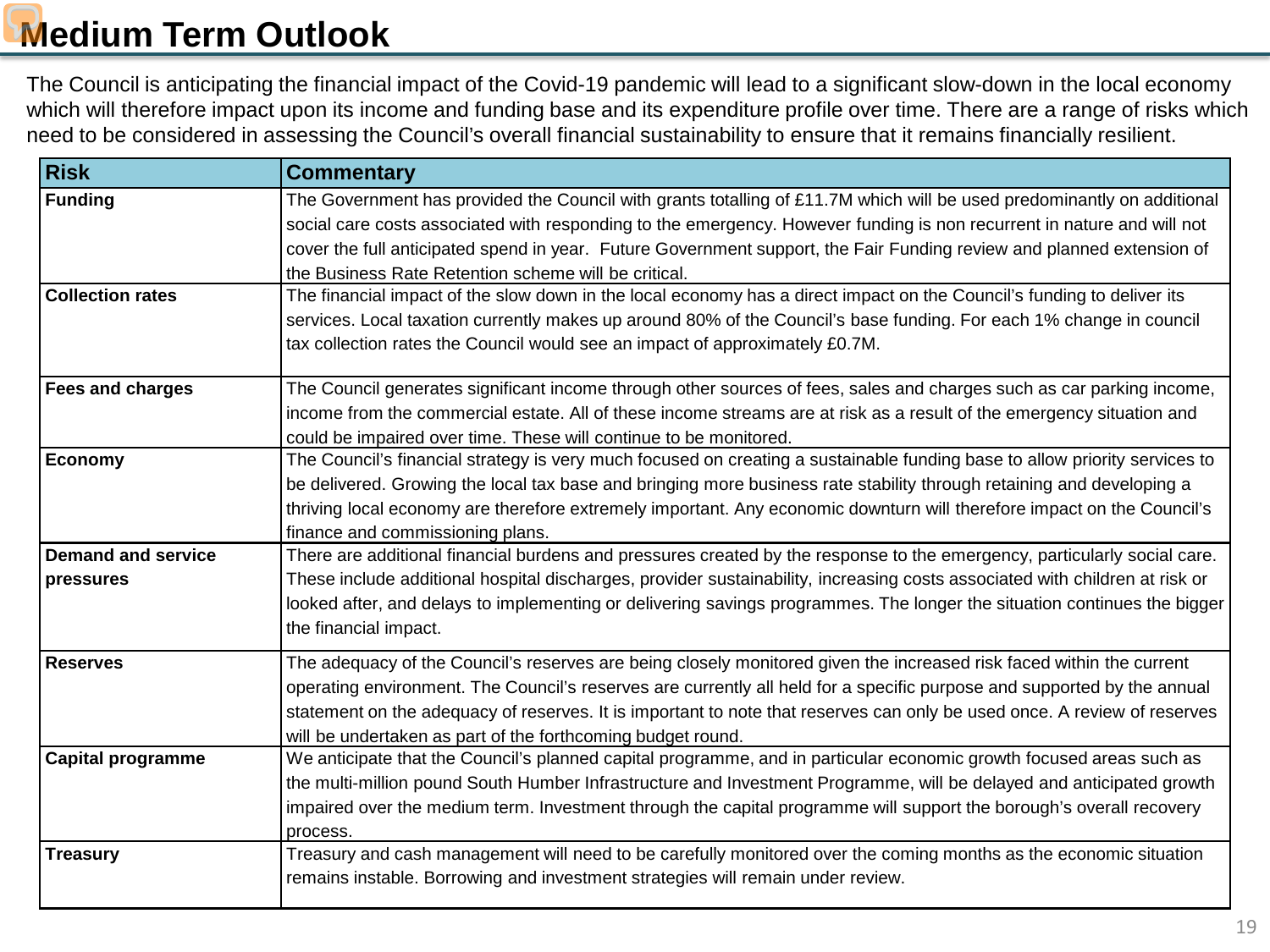# Medium Term Outlook

The Council is anticipating the financial impact of the Covid-19 pandemic will lead to a significant slow-down in the local economy which will therefore impact upon its income and funding base and its expenditure profile over time. There are a range of risks which need to be considered in assessing the Council's overall financial sustainability to ensure that it remains financially resilient.

| Risk | Commentary |
|---|---|
| **Funding** | The Government has provided the Council with grants totalling of £11.7M which will be used predominantly on additional social care costs associated with responding to the emergency. However funding is non recurrent in nature and will not cover the full anticipated spend in year. Future Government support, the Fair Funding review and planned extension of the Business Rate Retention scheme will be critical. |
| **Collection rates** | The financial impact of the slow down in the local economy has a direct impact on the Council's funding to deliver its services. Local taxation currently makes up around 80% of the Council's base funding. For each 1% change in council tax collection rates the Council would see an impact of approximately £0.7M. |
| **Fees and charges** | The Council generates significant income through other sources of fees, sales and charges such as car parking income, income from the commercial estate. All of these income streams are at risk as a result of the emergency situation and could be impaired over time. These will continue to be monitored. |
| **Economy** | The Council's financial strategy is very much focused on creating a sustainable funding base to allow priority services to be delivered. Growing the local tax base and bringing more business rate stability through retaining and developing a thriving local economy are therefore extremely important. Any economic downturn will therefore impact on the Council's finance and commissioning plans. |
| **Demand and service pressures** | There are additional financial burdens and pressures created by the response to the emergency, particularly social care. These include additional hospital discharges, provider sustainability, increasing costs associated with children at risk or looked after, and delays to implementing or delivering savings programmes. The longer the situation continues the bigger the financial impact. |
| **Reserves** | The adequacy of the Council's reserves are being closely monitored given the increased risk faced within the current operating environment. The Council's reserves are currently all held for a specific purpose and supported by the annual statement on the adequacy of reserves. It is important to note that reserves can only be used once. A review of reserves will be undertaken as part of the forthcoming budget round. |
| **Capital programme** | We anticipate that the Council's planned capital programme, and in particular economic growth focused areas such as the multi-million pound South Humber Infrastructure and Investment Programme, will be delayed and anticipated growth impaired over the medium term. Investment through the capital programme will support the borough's overall recovery process. |
| **Treasury** | Treasury and cash management will need to be carefully monitored over the coming months as the economic situation remains instable. Borrowing and investment strategies will remain under review. |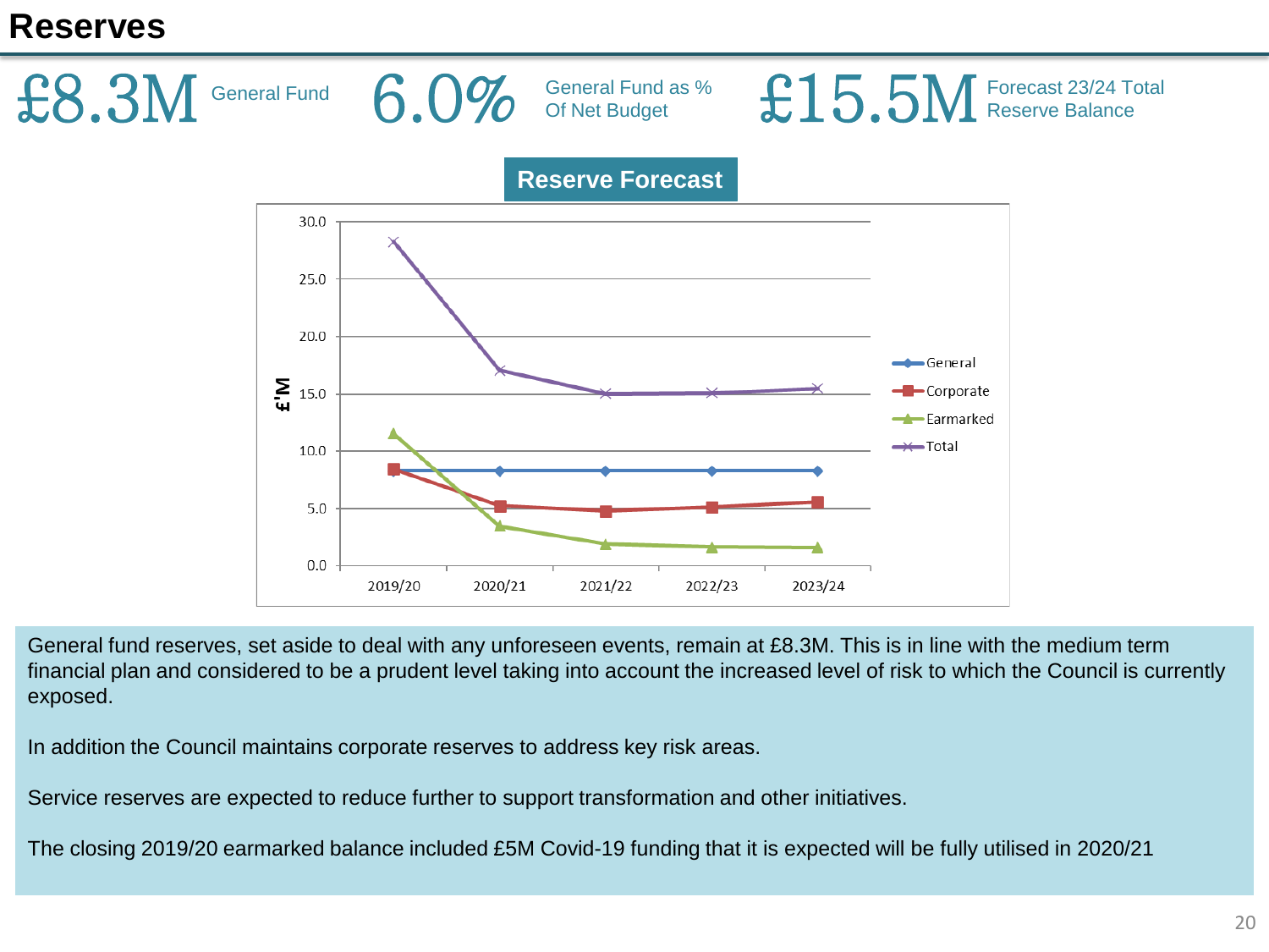# Reserves

**£8.3M** General Fund

**6.0%** General Fund as % Of Net Budget

**£15.5M** Forecast 23/24 Total Reserve Balance

**Reserve Forecast**

General fund reserves, set aside to deal with any unforeseen events, remain at £8.3M. This is in line with the medium term financial plan and considered to be a prudent level taking into account the increased level of risk to which the Council is currently exposed.

In addition the Council maintains corporate reserves to address key risk areas.

Service reserves are expected to reduce further to support transformation and other initiatives.

The closing 2019/20 earmarked balance included £5M Covid-19 funding that it is expected will be fully utilised in 2020/21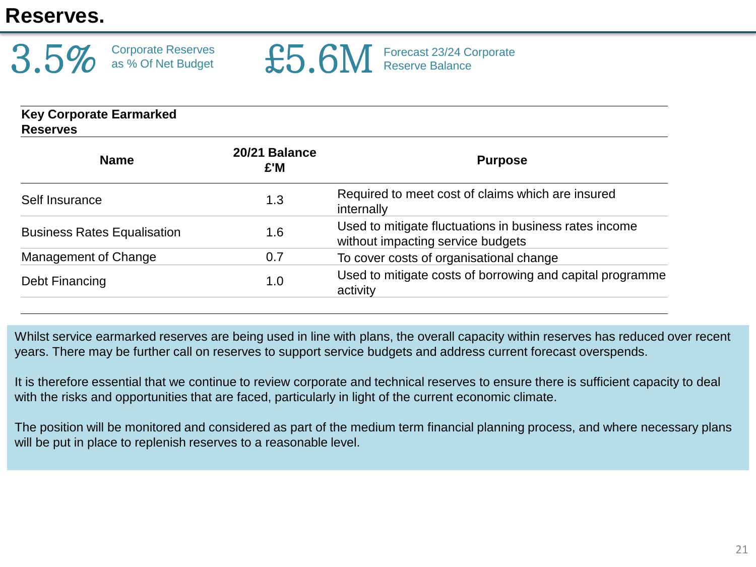# Reserves.

**3.5%** Corporate Reserves as % Of Net Budget

**£5.6M** Forecast 23/24 Corporate Reserve Balance

**Key Corporate Earmarked Reserves**

| Name | 20/21 Balance £'M | Purpose |
|---|---|---|
| Self Insurance | 1.3 | Required to meet cost of claims which are insured internally |
| Business Rates Equalisation | 1.6 | Used to mitigate fluctuations in business rates income without impacting service budgets |
| Management of Change | 0.7 | To cover costs of organisational change |
| Debt Financing | 1.0 | Used to mitigate costs of borrowing and capital programme activity |

Whilst service earmarked reserves are being used in line with plans, the overall capacity within reserves has reduced over recent years. There may be further call on reserves to support service budgets and address current forecast overspends.

It is therefore essential that we continue to review corporate and technical reserves to ensure there is sufficient capacity to deal with the risks and opportunities that are faced, particularly in light of the current economic climate.

The position will be monitored and considered as part of the medium term financial planning process, and where necessary plans will be put in place to replenish reserves to a reasonable level.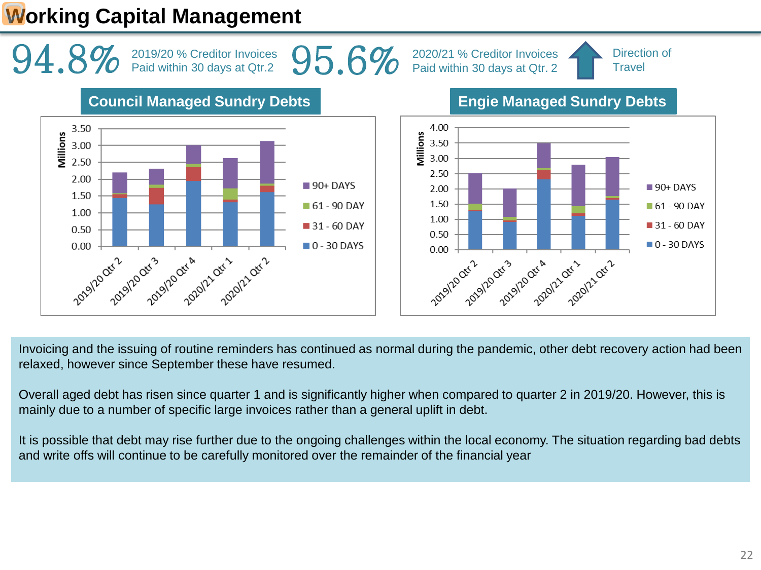# Working Capital Management

**94.8%** 2019/20 % Creditor Invoices Paid within 30 days at Qtr.2

**95.6%** 2020/21 % Creditor Invoices Paid within 30 days at Qtr. 2

Direction of Travel

## Council Managed Sundry Debts

## Engie Managed Sundry Debts

Invoicing and the issuing of routine reminders has continued as normal during the pandemic, other debt recovery action had been relaxed, however since September these have resumed.

Overall aged debt has risen since quarter 1 and is significantly higher when compared to quarter 2 in 2019/20. However, this is mainly due to a number of specific large invoices rather than a general uplift in debt.

It is possible that debt may rise further due to the ongoing challenges within the local economy. The situation regarding bad debts and write offs will continue to be carefully monitored over the remainder of the financial year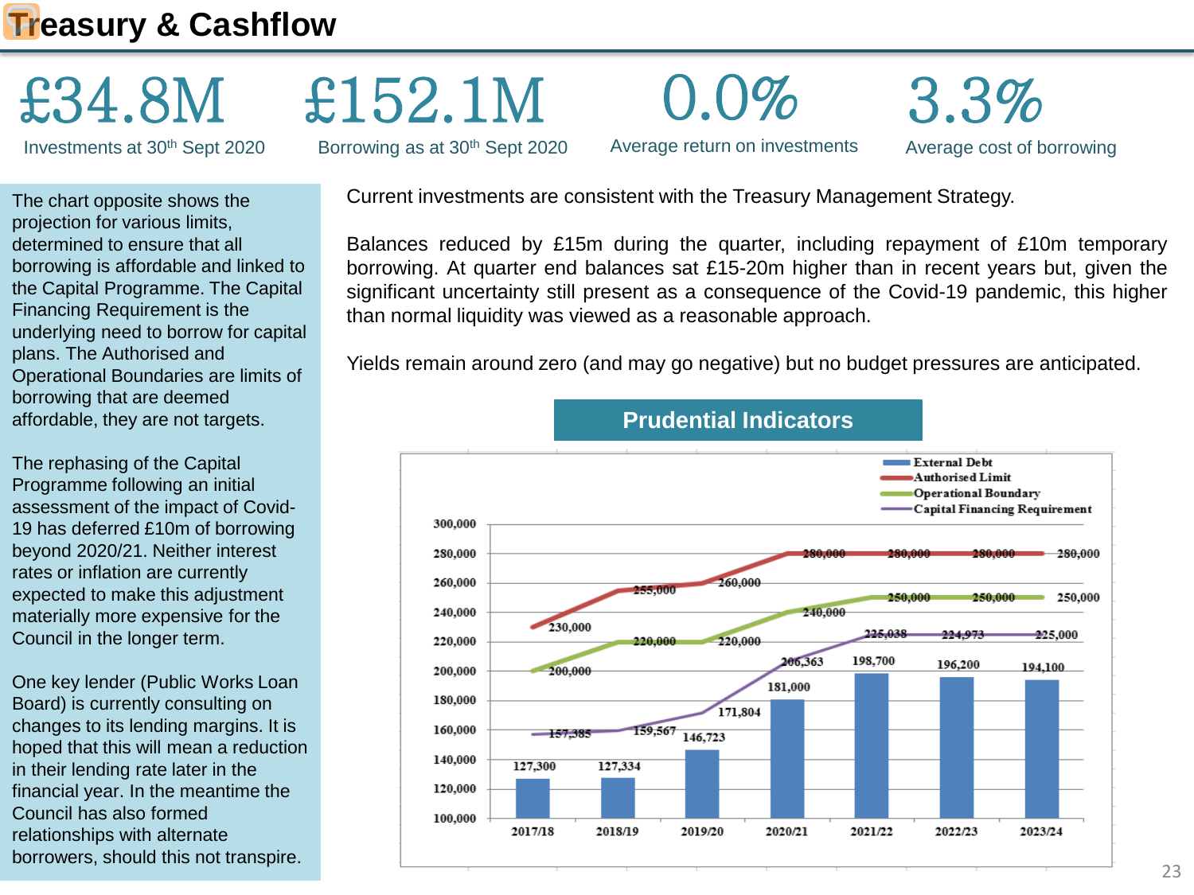# Treasury & Cashflow

| £34.8M | £152.1M | 0.0% | 3.3% |
|---|---|---|---|
| Investments at 30th Sept 2020 | Borrowing as at 30th Sept 2020 | Average return on investments | Average cost of borrowing |

The chart opposite shows the projection for various limits, determined to ensure that all borrowing is affordable and linked to the Capital Programme. The Capital Financing Requirement is the underlying need to borrow for capital plans. The Authorised and Operational Boundaries are limits of borrowing that are deemed affordable, they are not targets.

The rephasing of the Capital Programme following an initial assessment of the impact of Covid-19 has deferred £10m of borrowing beyond 2020/21. Neither interest rates or inflation are currently expected to make this adjustment materially more expensive for the Council in the longer term.

One key lender (Public Works Loan Board) is currently consulting on changes to its lending margins. It is hoped that this will mean a reduction in their lending rate later in the financial year. In the meantime the Council has also formed relationships with alternate borrowers, should this not transpire.

Current investments are consistent with the Treasury Management Strategy.

Balances reduced by £15m during the quarter, including repayment of £10m temporary borrowing. At quarter end balances sat £15-20m higher than in recent years but, given the significant uncertainty still present as a consequence of the Covid-19 pandemic, this higher than normal liquidity was viewed as a reasonable approach.

Yields remain around zero (and may go negative) but no budget pressures are anticipated.

## Prudential Indicators

| | 2017/18 | 2018/19 | 2019/20 | 2020/21 | 2021/22 | 2022/23 | 2023/24 |
|---|---|---|---|---|---|---|---|
| External Debt | 127,300 | 127,334 | 146,723 | 181,000 | 198,700 | 196,200 | 194,100 |
| Authorised Limit | 230,000 | 255,000 | 260,000 | 280,000 | 280,000 | 280,000 | 280,000 |
| Operational Boundary | 200,000 | 220,000 | 220,000 | 240,000 | 250,000 | 250,000 | 250,000 |
| Capital Financing Requirement | 157,385 | 159,567 | 171,804 | 206,363 | 225,038 | 224,973 | 225,000 |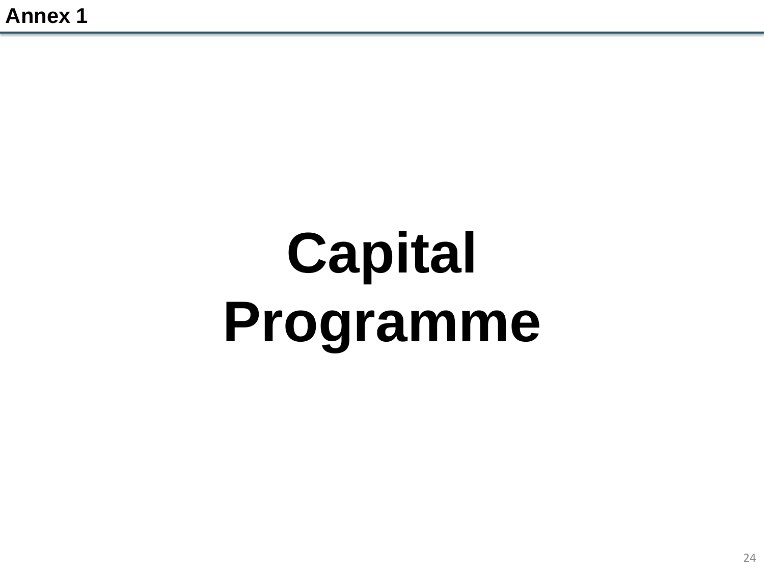Annex 1

# Capital Programme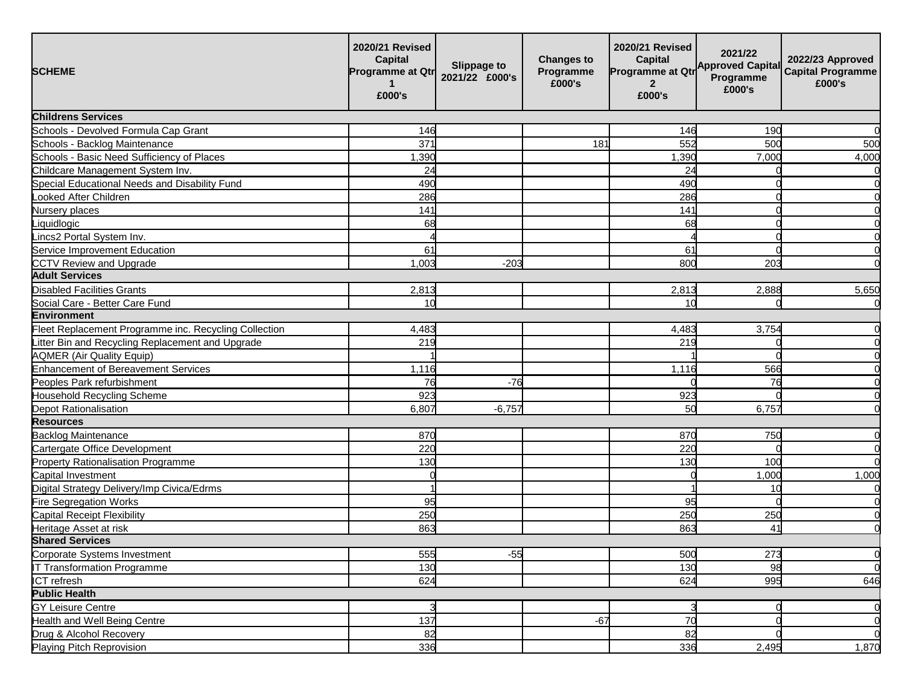| SCHEME | 2020/21 Revised Capital Programme at Qtr 1 £000's | Slippage to 2021/22 £000's | Changes to Programme £000's | 2020/21 Revised Capital Programme at Qtr 2 £000's | 2021/22 Approved Capital Programme £000's | 2022/23 Approved Capital Programme £000's |
|---|---|---|---|---|---|---|
| **Childrens Services** | | | | | | |
| Schools - Devolved Formula Cap Grant | 146 | | | 146 | 190 | 0 |
| Schools - Backlog Maintenance | 371 | | 181 | 552 | 500 | 500 |
| Schools - Basic Need Sufficiency of Places | 1,390 | | | 1,390 | 7,000 | 4,000 |
| Childcare Management System Inv. | 24 | | | 24 | 0 | 0 |
| Special Educational Needs and Disability Fund | 490 | | | 490 | 0 | 0 |
| Looked After Children | 286 | | | 286 | 0 | 0 |
| Nursery places | 141 | | | 141 | 0 | 0 |
| Liquidlogic | 68 | | | 68 | 0 | 0 |
| Lincs2 Portal System Inv. | 4 | | | 4 | 0 | 0 |
| Service Improvement Education | 61 | | | 61 | 0 | 0 |
| CCTV Review and Upgrade | 1,003 | -203 | | 800 | 203 | 0 |
| **Adult Services** | | | | | | |
| Disabled Facilities Grants | 2,813 | | | 2,813 | 2,888 | 5,650 |
| Social Care - Better Care Fund | 10 | | | 10 | 0 | 0 |
| **Environment** | | | | | | |
| Fleet Replacement Programme inc. Recycling Collection | 4,483 | | | 4,483 | 3,754 | 0 |
| Litter Bin and Recycling Replacement and Upgrade | 219 | | | 219 | 0 | 0 |
| AQMER (Air Quality Equip) | 1 | | | 1 | 0 | 0 |
| Enhancement of Bereavement Services | 1,116 | | | 1,116 | 566 | 0 |
| Peoples Park refurbishment | 76 | -76 | | 0 | 76 | 0 |
| Household Recycling Scheme | 923 | | | 923 | 0 | 0 |
| Depot Rationalisation | 6,807 | -6,757 | | 50 | 6,757 | 0 |
| **Resources** | | | | | | |
| Backlog Maintenance | 870 | | | 870 | 750 | 0 |
| Cartergate Office Development | 220 | | | 220 | 0 | 0 |
| Property Rationalisation Programme | 130 | | | 130 | 100 | 0 |
| Capital Investment | 0 | | | 0 | 1,000 | 1,000 |
| Digital Strategy Delivery/Imp Civica/Edrms | 1 | | | 1 | 10 | 0 |
| Fire Segregation Works | 95 | | | 95 | 0 | 0 |
| Capital Receipt Flexibility | 250 | | | 250 | 250 | 0 |
| Heritage Asset at risk | 863 | | | 863 | 41 | 0 |
| **Shared Services** | | | | | | |
| Corporate Systems Investment | 555 | -55 | | 500 | 273 | 0 |
| IT Transformation Programme | 130 | | | 130 | 98 | 0 |
| ICT refresh | 624 | | | 624 | 995 | 646 |
| **Public Health** | | | | | | |
| GY Leisure Centre | 3 | | | 3 | 0 | 0 |
| Health and Well Being Centre | 137 | | -67 | 70 | 0 | 0 |
| Drug & Alcohol Recovery | 82 | | | 82 | 0 | 0 |
| Playing Pitch Reprovision | 336 | | | 336 | 2,495 | 1,870 |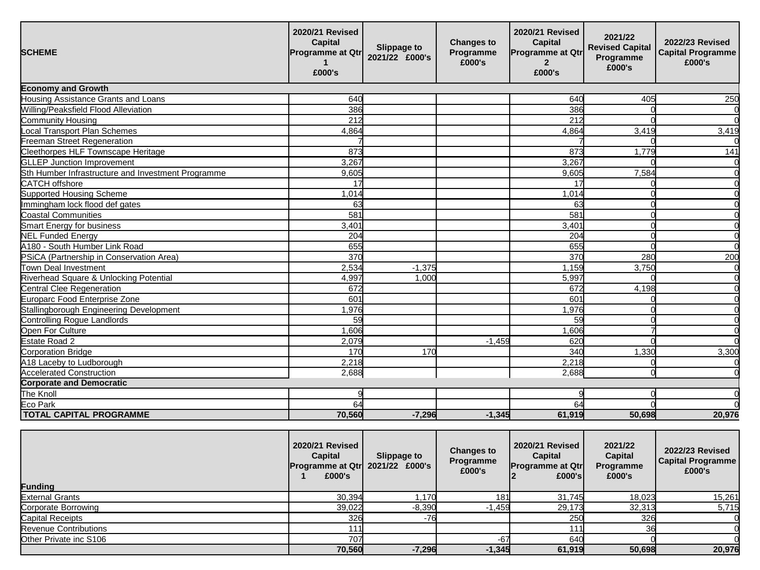| SCHEME | 2020/21 Revised Capital Programme at Qtr 1 £000's | Slippage to 2021/22 £000's | Changes to Programme £000's | 2020/21 Revised Capital Programme at Qtr 2 £000's | 2021/22 Revised Capital Programme £000's | 2022/23 Revised Capital Programme £000's |
|---|---|---|---|---|---|---|
| **Economy and Growth** | | | | | | |
| Housing Assistance Grants and Loans | 640 | | | 640 | 405 | 250 |
| Willing/Peaksfield Flood Alleviation | 386 | | | 386 | 0 | 0 |
| Community Housing | 212 | | | 212 | 0 | 0 |
| Local Transport Plan Schemes | 4,864 | | | 4,864 | 3,419 | 3,419 |
| Freeman Street Regeneration | 7 | | | 7 | 0 | 0 |
| Cleethorpes HLF Townscape Heritage | 873 | | | 873 | 1,779 | 141 |
| GLLEP Junction Improvement | 3,267 | | | 3,267 | 0 | 0 |
| Sth Humber Infrastructure and Investment Programme | 9,605 | | | 9,605 | 7,584 | 0 |
| CATCH offshore | 17 | | | 17 | 0 | 0 |
| Supported Housing Scheme | 1,014 | | | 1,014 | 0 | 0 |
| Immingham lock flood def gates | 63 | | | 63 | 0 | 0 |
| Coastal Communities | 581 | | | 581 | 0 | 0 |
| Smart Energy for business | 3,401 | | | 3,401 | 0 | 0 |
| NEL Funded Energy | 204 | | | 204 | 0 | 0 |
| A180 - South Humber Link Road | 655 | | | 655 | 0 | 0 |
| PSiCA (Partnership in Conservation Area) | 370 | | | 370 | 280 | 200 |
| Town Deal Investment | 2,534 | -1,375 | | 1,159 | 3,750 | 0 |
| Riverhead Square & Unlocking Potential | 4,997 | 1,000 | | 5,997 | 0 | 0 |
| Central Clee Regeneration | 672 | | | 672 | 4,198 | 0 |
| Europarc Food Enterprise Zone | 601 | | | 601 | 0 | 0 |
| Stallingborough Engineering Development | 1,976 | | | 1,976 | 0 | 0 |
| Controlling Rogue Landlords | 59 | | | 59 | 0 | 0 |
| Open For Culture | 1,606 | | | 1,606 | 7 | 0 |
| Estate Road 2 | 2,079 | | -1,459 | 620 | 0 | 0 |
| Corporation Bridge | 170 | 170 | | 340 | 1,330 | 3,300 |
| A18 Laceby to Ludborough | 2,218 | | | 2,218 | 0 | 0 |
| Accelerated Construction | 2,688 | | | 2,688 | 0 | 0 |
| **Corporate and Democratic** | | | | | | |
| The Knoll | 9 | | | 9 | 0 | 0 |
| Eco Park | 64 | | | 64 | 0 | 0 |
| **TOTAL CAPITAL PROGRAMME** | **70,560** | **-7,296** | **-1,345** | **61,919** | **50,698** | **20,976** |

| Funding | 2020/21 Revised Capital Programme at Qtr 1 £000's | Slippage to 2021/22 £000's | Changes to Programme £000's | 2020/21 Revised Capital Programme at Qtr 2 £000's | 2021/22 Capital Programme £000's | 2022/23 Revised Capital Programme £000's |
|---|---|---|---|---|---|---|
| External Grants | 30,394 | 1,170 | 181 | 31,745 | 18,023 | 15,261 |
| Corporate Borrowing | 39,022 | -8,390 | -1,459 | 29,173 | 32,313 | 5,715 |
| Capital Receipts | 326 | -76 | | 250 | 326 | 0 |
| Revenue Contributions | 111 | | | 111 | 36 | 0 |
| Other Private inc S106 | 707 | | -67 | 640 | 0 | 0 |
| | **70,560** | **-7,296** | **-1,345** | **61,919** | **50,698** | **20,976** |